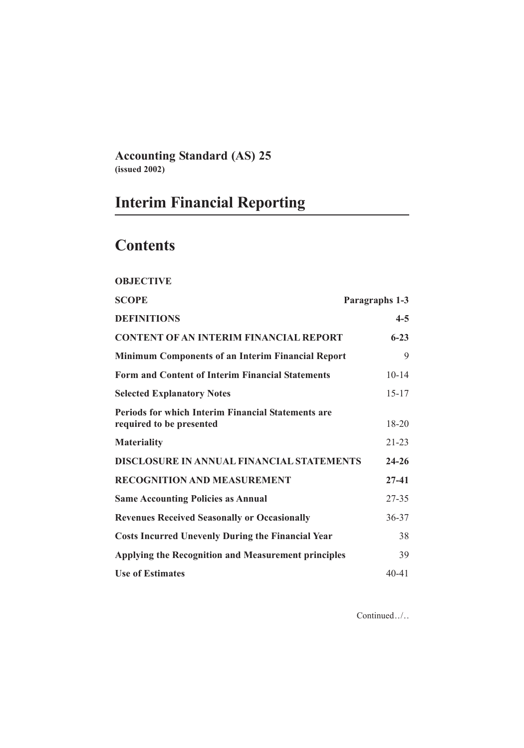# Accounting Standard (AS) 25

**(issued 2002)**

# Interim Financial Reporting

## Contents

| | |
|---|---|
| **OBJECTIVE** | |
| **SCOPE** | **Paragraphs 1-3** |
| **DEFINITIONS** | **4-5** |
| **CONTENT OF AN INTERIM FINANCIAL REPORT** | **6-23** |
| **Minimum Components of an Interim Financial Report** | 9 |
| **Form and Content of Interim Financial Statements** | 10-14 |
| **Selected Explanatory Notes** | 15-17 |
| **Periods for which Interim Financial Statements are required to be presented** | 18-20 |
| **Materiality** | 21-23 |
| **DISCLOSURE IN ANNUAL FINANCIAL STATEMENTS** | **24-26** |
| **RECOGNITION AND MEASUREMENT** | **27-41** |
| **Same Accounting Policies as Annual** | 27-35 |
| **Revenues Received Seasonally or Occasionally** | 36-37 |
| **Costs Incurred Unevenly During the Financial Year** | 38 |
| **Applying the Recognition and Measurement principles** | 39 |
| **Use of Estimates** | 40-41 |

Continued../..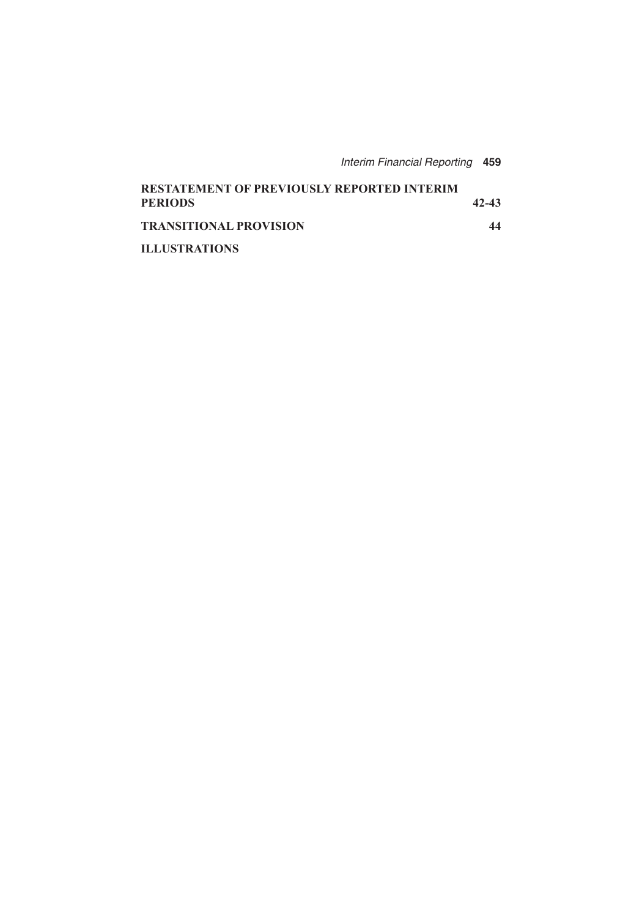| | |
|---|---|
| **RESTATEMENT OF PREVIOUSLY REPORTED INTERIM PERIODS** | **42-43** |
| **TRANSITIONAL PROVISION** | **44** |
| **ILLUSTRATIONS** | |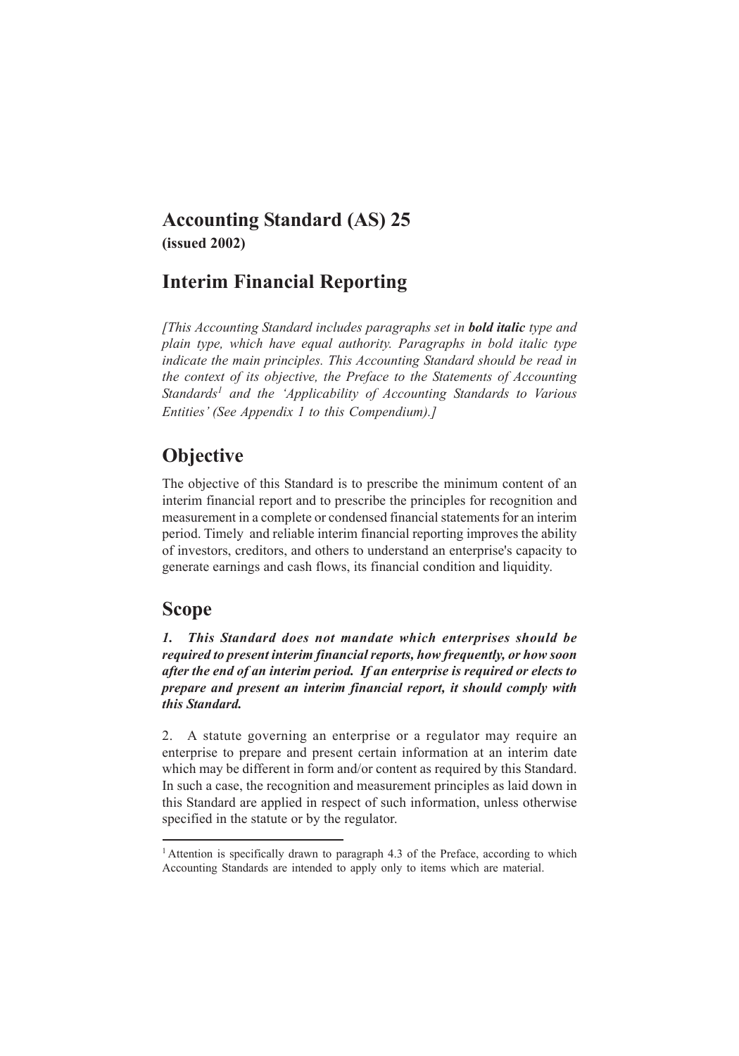# Accounting Standard (AS) 25

**(issued 2002)**

## Interim Financial Reporting

*[This Accounting Standard includes paragraphs set in* ***bold italic*** *type and plain type, which have equal authority. Paragraphs in bold italic type indicate the main principles. This Accounting Standard should be read in the context of its objective, the Preface to the Statements of Accounting Standards*[1] *and the 'Applicability of Accounting Standards to Various Entities' (See Appendix 1 to this Compendium).]*

## Objective

The objective of this Standard is to prescribe the minimum content of an interim financial report and to prescribe the principles for recognition and measurement in a complete or condensed financial statements for an interim period. Timely and reliable interim financial reporting improves the ability of investors, creditors, and others to understand an enterprise's capacity to generate earnings and cash flows, its financial condition and liquidity.

## Scope

***1. This Standard does not mandate which enterprises should be required to present interim financial reports, how frequently, or how soon after the end of an interim period. If an enterprise is required or elects to prepare and present an interim financial report, it should comply with this Standard.***

2. A statute governing an enterprise or a regulator may require an enterprise to prepare and present certain information at an interim date which may be different in form and/or content as required by this Standard. In such a case, the recognition and measurement principles as laid down in this Standard are applied in respect of such information, unless otherwise specified in the statute or by the regulator.

---

[1] Attention is specifically drawn to paragraph 4.3 of the Preface, according to which Accounting Standards are intended to apply only to items which are material.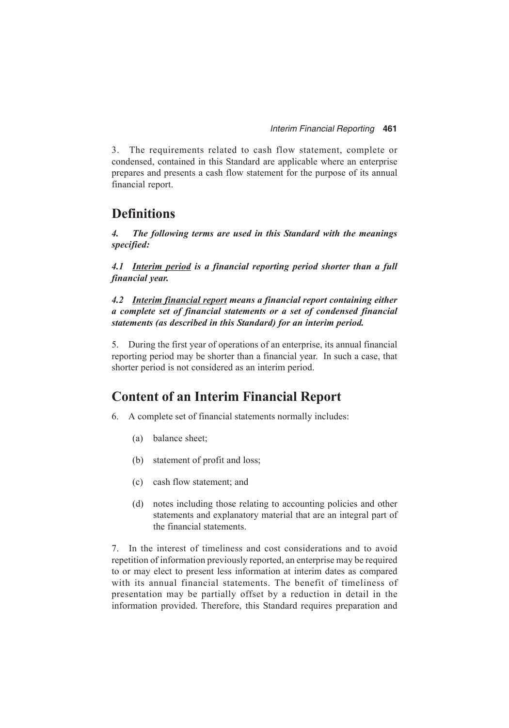3. The requirements related to cash flow statement, complete or condensed, contained in this Standard are applicable where an enterprise prepares and presents a cash flow statement for the purpose of its annual financial report.

## Definitions

***4. The following terms are used in this Standard with the meanings specified:***

***4.1 <u>Interim period</u> is a financial reporting period shorter than a full financial year.***

***4.2 <u>Interim financial report</u> means a financial report containing either a complete set of financial statements or a set of condensed financial statements (as described in this Standard) for an interim period.***

5. During the first year of operations of an enterprise, its annual financial reporting period may be shorter than a financial year. In such a case, that shorter period is not considered as an interim period.

## Content of an Interim Financial Report

6. A complete set of financial statements normally includes:

(a) balance sheet;

(b) statement of profit and loss;

(c) cash flow statement; and

(d) notes including those relating to accounting policies and other statements and explanatory material that are an integral part of the financial statements.

7. In the interest of timeliness and cost considerations and to avoid repetition of information previously reported, an enterprise may be required to or may elect to present less information at interim dates as compared with its annual financial statements. The benefit of timeliness of presentation may be partially offset by a reduction in detail in the information provided. Therefore, this Standard requires preparation and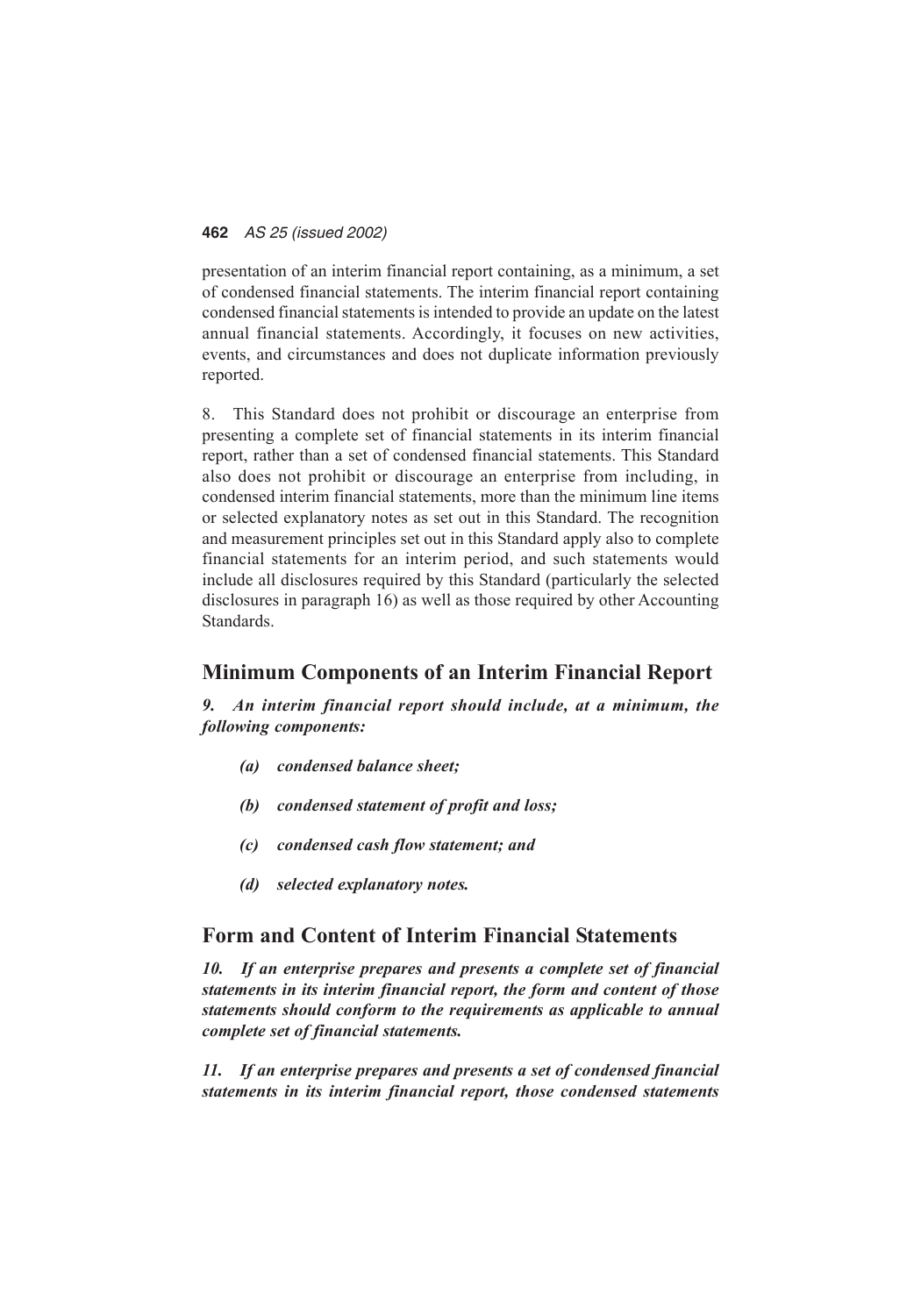presentation of an interim financial report containing, as a minimum, a set of condensed financial statements. The interim financial report containing condensed financial statements is intended to provide an update on the latest annual financial statements. Accordingly, it focuses on new activities, events, and circumstances and does not duplicate information previously reported.

8. This Standard does not prohibit or discourage an enterprise from presenting a complete set of financial statements in its interim financial report, rather than a set of condensed financial statements. This Standard also does not prohibit or discourage an enterprise from including, in condensed interim financial statements, more than the minimum line items or selected explanatory notes as set out in this Standard. The recognition and measurement principles set out in this Standard apply also to complete financial statements for an interim period, and such statements would include all disclosures required by this Standard (particularly the selected disclosures in paragraph 16) as well as those required by other Accounting Standards.

## Minimum Components of an Interim Financial Report

***9. An interim financial report should include, at a minimum, the following components:***

- ***(a) condensed balance sheet;***
- ***(b) condensed statement of profit and loss;***
- ***(c) condensed cash flow statement; and***
- ***(d) selected explanatory notes.***

## Form and Content of Interim Financial Statements

***10. If an enterprise prepares and presents a complete set of financial statements in its interim financial report, the form and content of those statements should conform to the requirements as applicable to annual complete set of financial statements.***

***11. If an enterprise prepares and presents a set of condensed financial statements in its interim financial report, those condensed statements***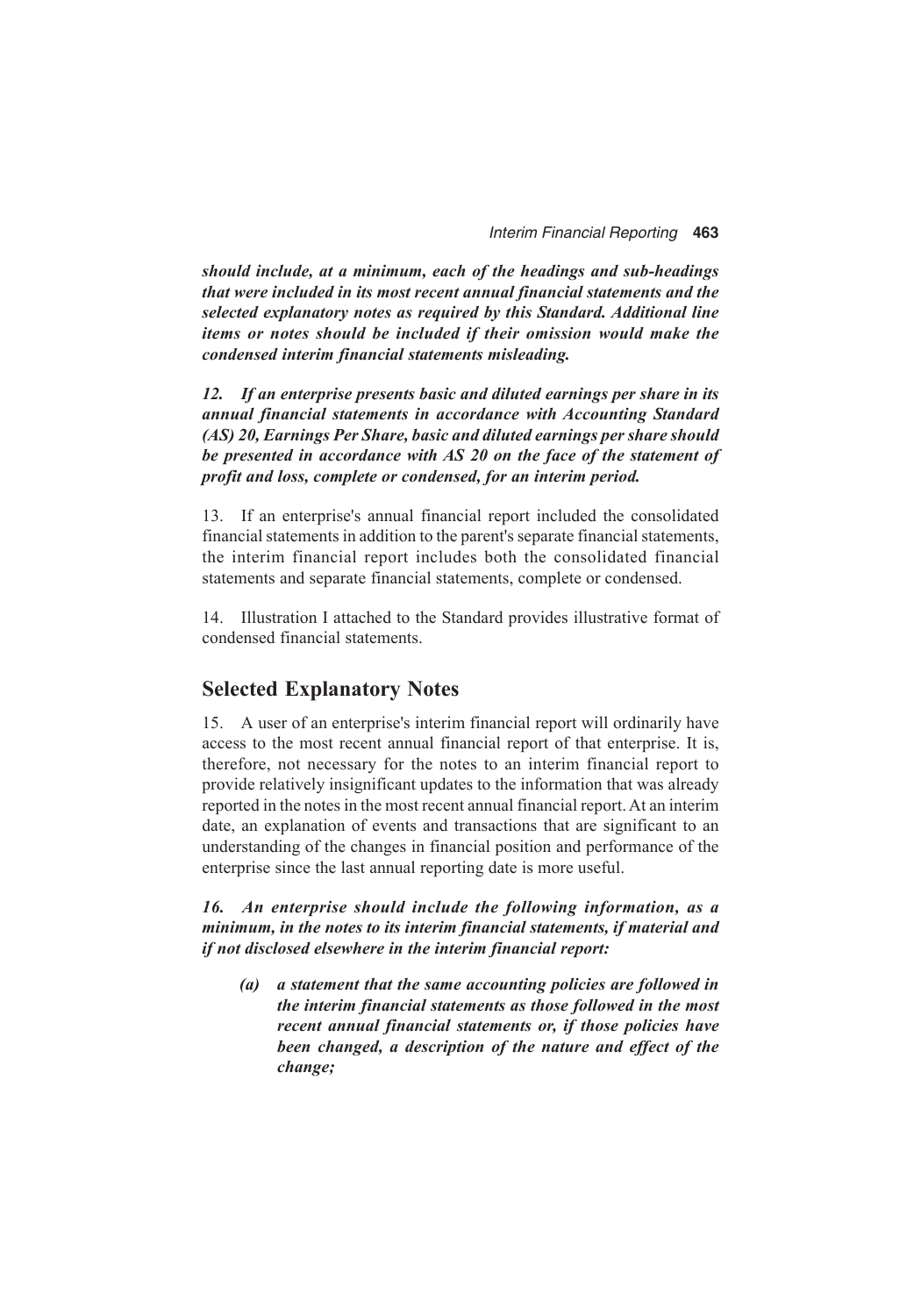***should include, at a minimum, each of the headings and sub-headings that were included in its most recent annual financial statements and the selected explanatory notes as required by this Standard. Additional line items or notes should be included if their omission would make the condensed interim financial statements misleading.***

***12. If an enterprise presents basic and diluted earnings per share in its annual financial statements in accordance with Accounting Standard (AS) 20, Earnings Per Share, basic and diluted earnings per share should be presented in accordance with AS 20 on the face of the statement of profit and loss, complete or condensed, for an interim period.***

13. If an enterprise's annual financial report included the consolidated financial statements in addition to the parent's separate financial statements, the interim financial report includes both the consolidated financial statements and separate financial statements, complete or condensed.

14. Illustration I attached to the Standard provides illustrative format of condensed financial statements.

## Selected Explanatory Notes

15. A user of an enterprise's interim financial report will ordinarily have access to the most recent annual financial report of that enterprise. It is, therefore, not necessary for the notes to an interim financial report to provide relatively insignificant updates to the information that was already reported in the notes in the most recent annual financial report. At an interim date, an explanation of events and transactions that are significant to an understanding of the changes in financial position and performance of the enterprise since the last annual reporting date is more useful.

***16. An enterprise should include the following information, as a minimum, in the notes to its interim financial statements, if material and if not disclosed elsewhere in the interim financial report:***

- ***(a) a statement that the same accounting policies are followed in the interim financial statements as those followed in the most recent annual financial statements or, if those policies have been changed, a description of the nature and effect of the change;***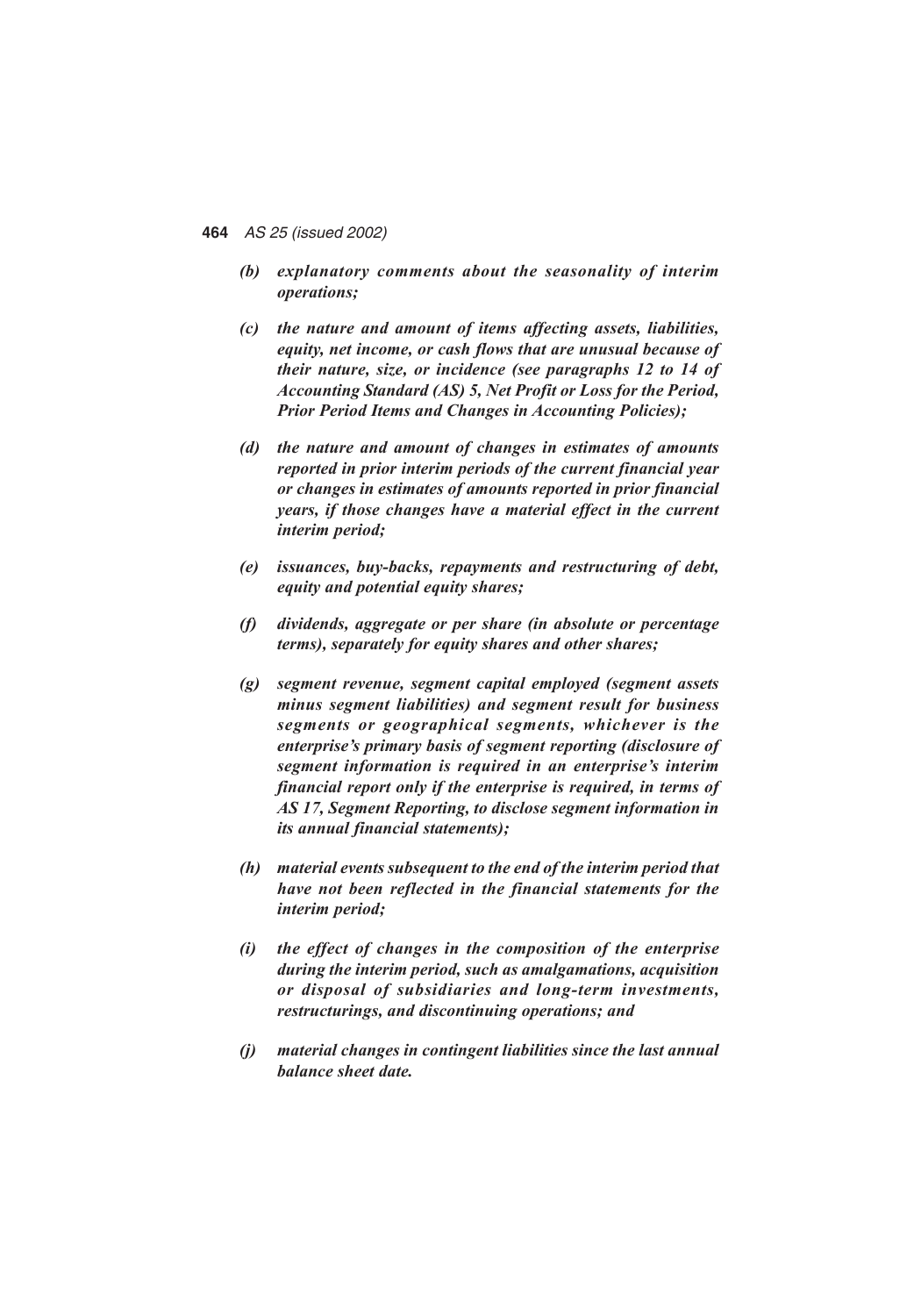*(b) explanatory comments about the seasonality of interim operations;*

*(c) the nature and amount of items affecting assets, liabilities, equity, net income, or cash flows that are unusual because of their nature, size, or incidence (see paragraphs 12 to 14 of Accounting Standard (AS) 5, Net Profit or Loss for the Period, Prior Period Items and Changes in Accounting Policies);*

*(d) the nature and amount of changes in estimates of amounts reported in prior interim periods of the current financial year or changes in estimates of amounts reported in prior financial years, if those changes have a material effect in the current interim period;*

*(e) issuances, buy-backs, repayments and restructuring of debt, equity and potential equity shares;*

*(f) dividends, aggregate or per share (in absolute or percentage terms), separately for equity shares and other shares;*

*(g) segment revenue, segment capital employed (segment assets minus segment liabilities) and segment result for business segments or geographical segments, whichever is the enterprise's primary basis of segment reporting (disclosure of segment information is required in an enterprise's interim financial report only if the enterprise is required, in terms of AS 17, Segment Reporting, to disclose segment information in its annual financial statements);*

*(h) material events subsequent to the end of the interim period that have not been reflected in the financial statements for the interim period;*

*(i) the effect of changes in the composition of the enterprise during the interim period, such as amalgamations, acquisition or disposal of subsidiaries and long-term investments, restructurings, and discontinuing operations; and*

*(j) material changes in contingent liabilities since the last annual balance sheet date.*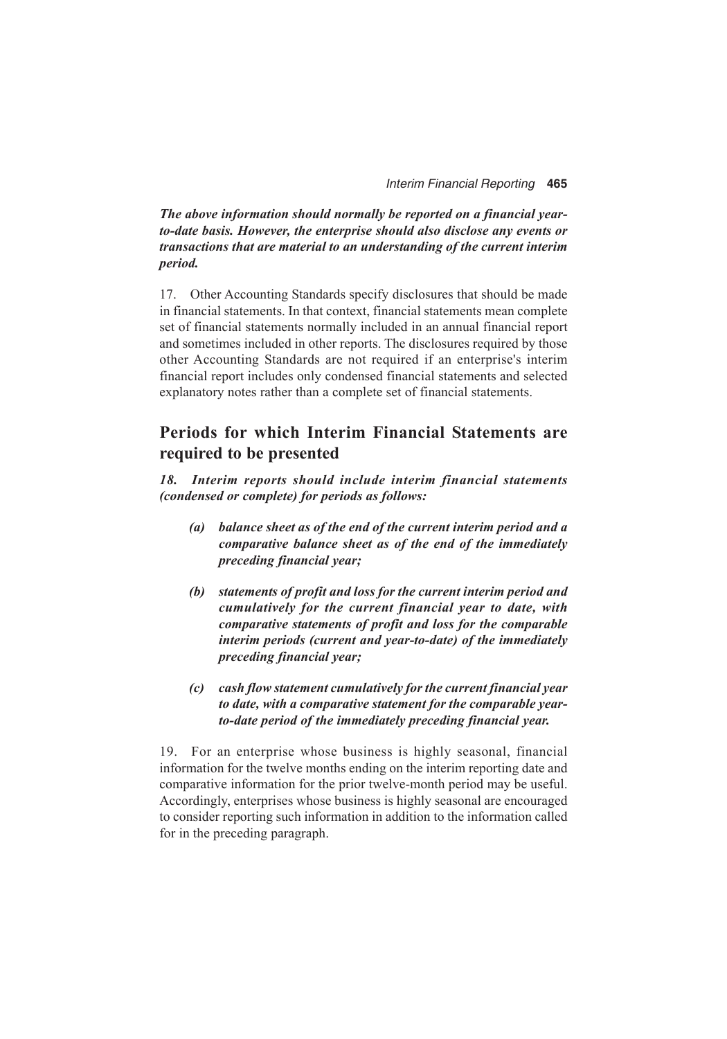***The above information should normally be reported on a financial year-to-date basis. However, the enterprise should also disclose any events or transactions that are material to an understanding of the current interim period.***

17. Other Accounting Standards specify disclosures that should be made in financial statements. In that context, financial statements mean complete set of financial statements normally included in an annual financial report and sometimes included in other reports. The disclosures required by those other Accounting Standards are not required if an enterprise's interim financial report includes only condensed financial statements and selected explanatory notes rather than a complete set of financial statements.

## Periods for which Interim Financial Statements are required to be presented

***18. Interim reports should include interim financial statements (condensed or complete) for periods as follows:***

- ***(a) balance sheet as of the end of the current interim period and a comparative balance sheet as of the end of the immediately preceding financial year;***

- ***(b) statements of profit and loss for the current interim period and cumulatively for the current financial year to date, with comparative statements of profit and loss for the comparable interim periods (current and year-to-date) of the immediately preceding financial year;***

- ***(c) cash flow statement cumulatively for the current financial year to date, with a comparative statement for the comparable year-to-date period of the immediately preceding financial year.***

19. For an enterprise whose business is highly seasonal, financial information for the twelve months ending on the interim reporting date and comparative information for the prior twelve-month period may be useful. Accordingly, enterprises whose business is highly seasonal are encouraged to consider reporting such information in addition to the information called for in the preceding paragraph.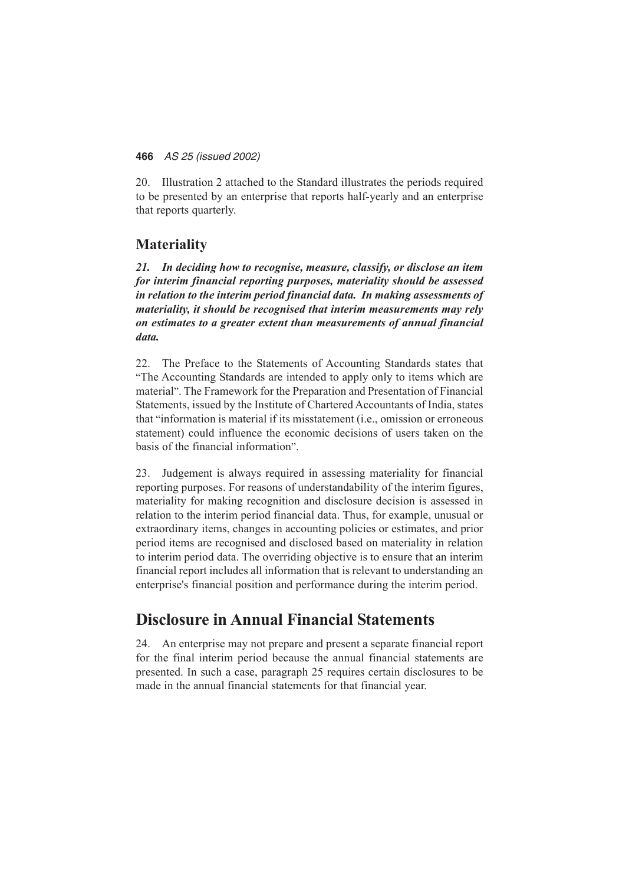20. Illustration 2 attached to the Standard illustrates the periods required to be presented by an enterprise that reports half-yearly and an enterprise that reports quarterly.

## Materiality

***21. In deciding how to recognise, measure, classify, or disclose an item for interim financial reporting purposes, materiality should be assessed in relation to the interim period financial data. In making assessments of materiality, it should be recognised that interim measurements may rely on estimates to a greater extent than measurements of annual financial data.***

22. The Preface to the Statements of Accounting Standards states that "The Accounting Standards are intended to apply only to items which are material". The Framework for the Preparation and Presentation of Financial Statements, issued by the Institute of Chartered Accountants of India, states that "information is material if its misstatement (i.e., omission or erroneous statement) could influence the economic decisions of users taken on the basis of the financial information".

23. Judgement is always required in assessing materiality for financial reporting purposes. For reasons of understandability of the interim figures, materiality for making recognition and disclosure decision is assessed in relation to the interim period financial data. Thus, for example, unusual or extraordinary items, changes in accounting policies or estimates, and prior period items are recognised and disclosed based on materiality in relation to interim period data. The overriding objective is to ensure that an interim financial report includes all information that is relevant to understanding an enterprise's financial position and performance during the interim period.

# Disclosure in Annual Financial Statements

24. An enterprise may not prepare and present a separate financial report for the final interim period because the annual financial statements are presented. In such a case, paragraph 25 requires certain disclosures to be made in the annual financial statements for that financial year.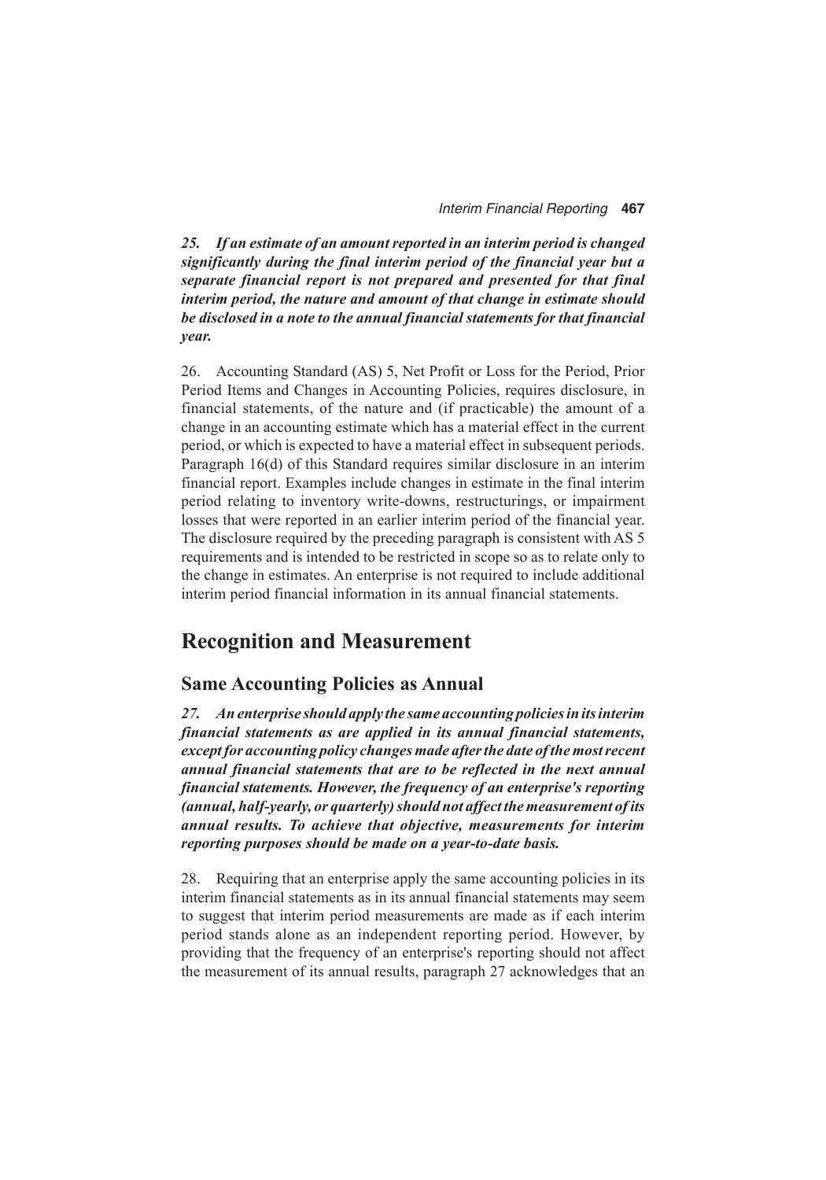***25. If an estimate of an amount reported in an interim period is changed significantly during the final interim period of the financial year but a separate financial report is not prepared and presented for that final interim period, the nature and amount of that change in estimate should be disclosed in a note to the annual financial statements for that financial year.***

26. Accounting Standard (AS) 5, Net Profit or Loss for the Period, Prior Period Items and Changes in Accounting Policies, requires disclosure, in financial statements, of the nature and (if practicable) the amount of a change in an accounting estimate which has a material effect in the current period, or which is expected to have a material effect in subsequent periods. Paragraph 16(d) of this Standard requires similar disclosure in an interim financial report. Examples include changes in estimate in the final interim period relating to inventory write-downs, restructurings, or impairment losses that were reported in an earlier interim period of the financial year. The disclosure required by the preceding paragraph is consistent with AS 5 requirements and is intended to be restricted in scope so as to relate only to the change in estimates. An enterprise is not required to include additional interim period financial information in its annual financial statements.

## Recognition and Measurement

### Same Accounting Policies as Annual

***27. An enterprise should apply the same accounting policies in its interim financial statements as are applied in its annual financial statements, except for accounting policy changes made after the date of the most recent annual financial statements that are to be reflected in the next annual financial statements. However, the frequency of an enterprise's reporting (annual, half-yearly, or quarterly) should not affect the measurement of its annual results. To achieve that objective, measurements for interim reporting purposes should be made on a year-to-date basis.***

28. Requiring that an enterprise apply the same accounting policies in its interim financial statements as in its annual financial statements may seem to suggest that interim period measurements are made as if each interim period stands alone as an independent reporting period. However, by providing that the frequency of an enterprise's reporting should not affect the measurement of its annual results, paragraph 27 acknowledges that an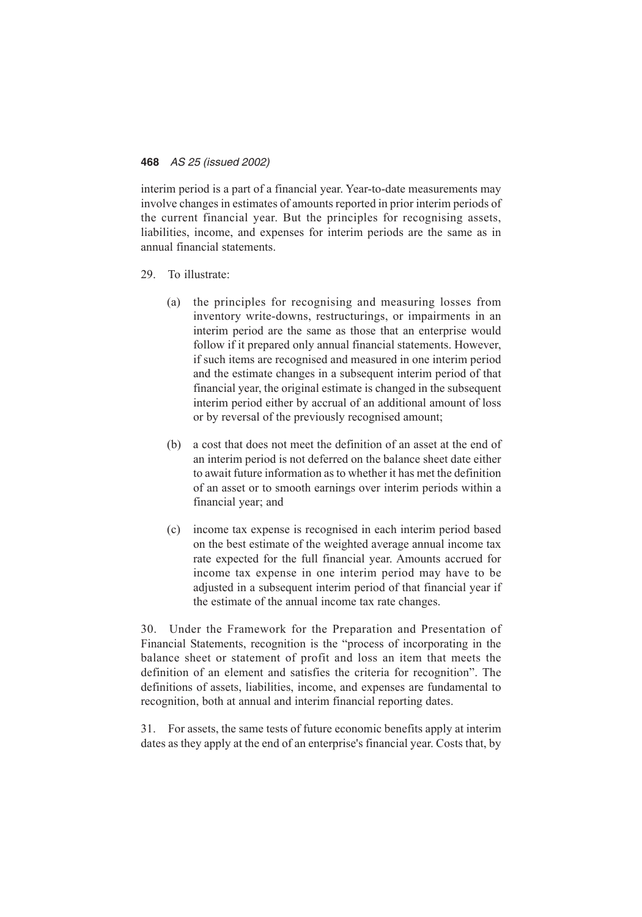interim period is a part of a financial year. Year-to-date measurements may involve changes in estimates of amounts reported in prior interim periods of the current financial year. But the principles for recognising assets, liabilities, income, and expenses for interim periods are the same as in annual financial statements.

29. To illustrate:

(a) the principles for recognising and measuring losses from inventory write-downs, restructurings, or impairments in an interim period are the same as those that an enterprise would follow if it prepared only annual financial statements. However, if such items are recognised and measured in one interim period and the estimate changes in a subsequent interim period of that financial year, the original estimate is changed in the subsequent interim period either by accrual of an additional amount of loss or by reversal of the previously recognised amount;

(b) a cost that does not meet the definition of an asset at the end of an interim period is not deferred on the balance sheet date either to await future information as to whether it has met the definition of an asset or to smooth earnings over interim periods within a financial year; and

(c) income tax expense is recognised in each interim period based on the best estimate of the weighted average annual income tax rate expected for the full financial year. Amounts accrued for income tax expense in one interim period may have to be adjusted in a subsequent interim period of that financial year if the estimate of the annual income tax rate changes.

30. Under the Framework for the Preparation and Presentation of Financial Statements, recognition is the "process of incorporating in the balance sheet or statement of profit and loss an item that meets the definition of an element and satisfies the criteria for recognition". The definitions of assets, liabilities, income, and expenses are fundamental to recognition, both at annual and interim financial reporting dates.

31. For assets, the same tests of future economic benefits apply at interim dates as they apply at the end of an enterprise's financial year. Costs that, by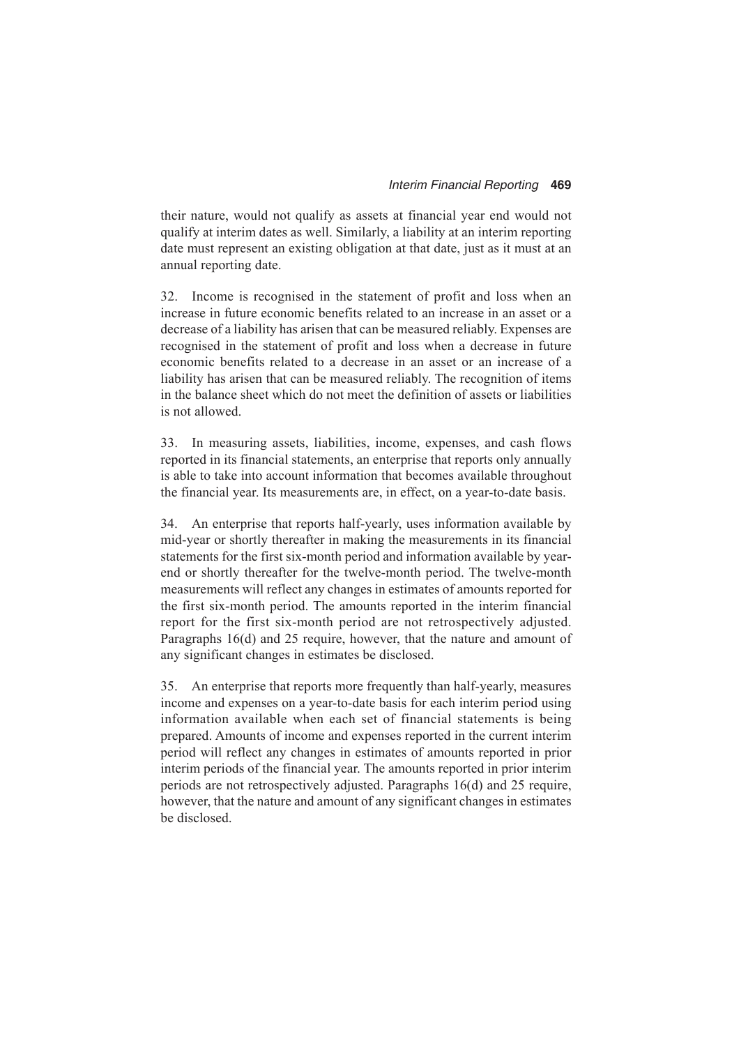their nature, would not qualify as assets at financial year end would not qualify at interim dates as well. Similarly, a liability at an interim reporting date must represent an existing obligation at that date, just as it must at an annual reporting date.

32. Income is recognised in the statement of profit and loss when an increase in future economic benefits related to an increase in an asset or a decrease of a liability has arisen that can be measured reliably. Expenses are recognised in the statement of profit and loss when a decrease in future economic benefits related to a decrease in an asset or an increase of a liability has arisen that can be measured reliably. The recognition of items in the balance sheet which do not meet the definition of assets or liabilities is not allowed.

33. In measuring assets, liabilities, income, expenses, and cash flows reported in its financial statements, an enterprise that reports only annually is able to take into account information that becomes available throughout the financial year. Its measurements are, in effect, on a year-to-date basis.

34. An enterprise that reports half-yearly, uses information available by mid-year or shortly thereafter in making the measurements in its financial statements for the first six-month period and information available by year-end or shortly thereafter for the twelve-month period. The twelve-month measurements will reflect any changes in estimates of amounts reported for the first six-month period. The amounts reported in the interim financial report for the first six-month period are not retrospectively adjusted. Paragraphs 16(d) and 25 require, however, that the nature and amount of any significant changes in estimates be disclosed.

35. An enterprise that reports more frequently than half-yearly, measures income and expenses on a year-to-date basis for each interim period using information available when each set of financial statements is being prepared. Amounts of income and expenses reported in the current interim period will reflect any changes in estimates of amounts reported in prior interim periods of the financial year. The amounts reported in prior interim periods are not retrospectively adjusted. Paragraphs 16(d) and 25 require, however, that the nature and amount of any significant changes in estimates be disclosed.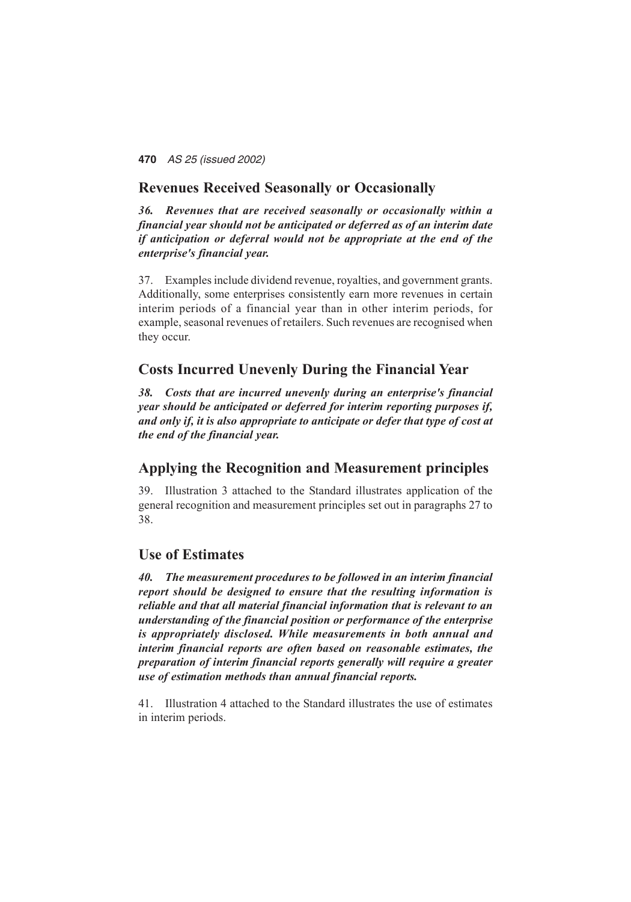## Revenues Received Seasonally or Occasionally

***36. Revenues that are received seasonally or occasionally within a financial year should not be anticipated or deferred as of an interim date if anticipation or deferral would not be appropriate at the end of the enterprise's financial year.***

37. Examples include dividend revenue, royalties, and government grants. Additionally, some enterprises consistently earn more revenues in certain interim periods of a financial year than in other interim periods, for example, seasonal revenues of retailers. Such revenues are recognised when they occur.

## Costs Incurred Unevenly During the Financial Year

***38. Costs that are incurred unevenly during an enterprise's financial year should be anticipated or deferred for interim reporting purposes if, and only if, it is also appropriate to anticipate or defer that type of cost at the end of the financial year.***

## Applying the Recognition and Measurement principles

39. Illustration 3 attached to the Standard illustrates application of the general recognition and measurement principles set out in paragraphs 27 to 38.

## Use of Estimates

***40. The measurement procedures to be followed in an interim financial report should be designed to ensure that the resulting information is reliable and that all material financial information that is relevant to an understanding of the financial position or performance of the enterprise is appropriately disclosed. While measurements in both annual and interim financial reports are often based on reasonable estimates, the preparation of interim financial reports generally will require a greater use of estimation methods than annual financial reports.***

41. Illustration 4 attached to the Standard illustrates the use of estimates in interim periods.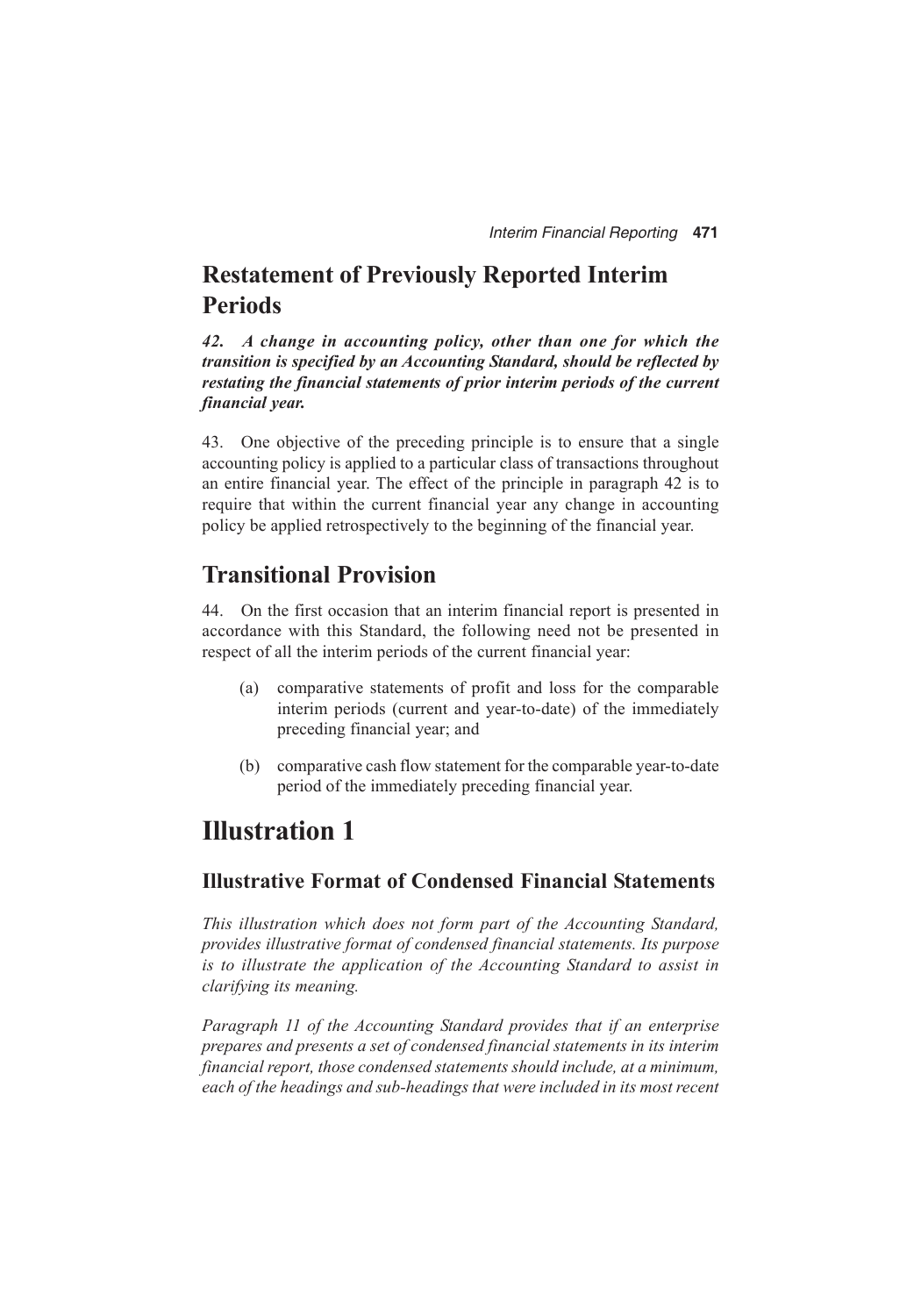## Restatement of Previously Reported Interim Periods

***42. A change in accounting policy, other than one for which the transition is specified by an Accounting Standard, should be reflected by restating the financial statements of prior interim periods of the current financial year.***

43. One objective of the preceding principle is to ensure that a single accounting policy is applied to a particular class of transactions throughout an entire financial year. The effect of the principle in paragraph 42 is to require that within the current financial year any change in accounting policy be applied retrospectively to the beginning of the financial year.

## Transitional Provision

44. On the first occasion that an interim financial report is presented in accordance with this Standard, the following need not be presented in respect of all the interim periods of the current financial year:

(a) comparative statements of profit and loss for the comparable interim periods (current and year-to-date) of the immediately preceding financial year; and

(b) comparative cash flow statement for the comparable year-to-date period of the immediately preceding financial year.

# Illustration 1

### Illustrative Format of Condensed Financial Statements

*This illustration which does not form part of the Accounting Standard, provides illustrative format of condensed financial statements. Its purpose is to illustrate the application of the Accounting Standard to assist in clarifying its meaning.*

*Paragraph 11 of the Accounting Standard provides that if an enterprise prepares and presents a set of condensed financial statements in its interim financial report, those condensed statements should include, at a minimum, each of the headings and sub-headings that were included in its most recent*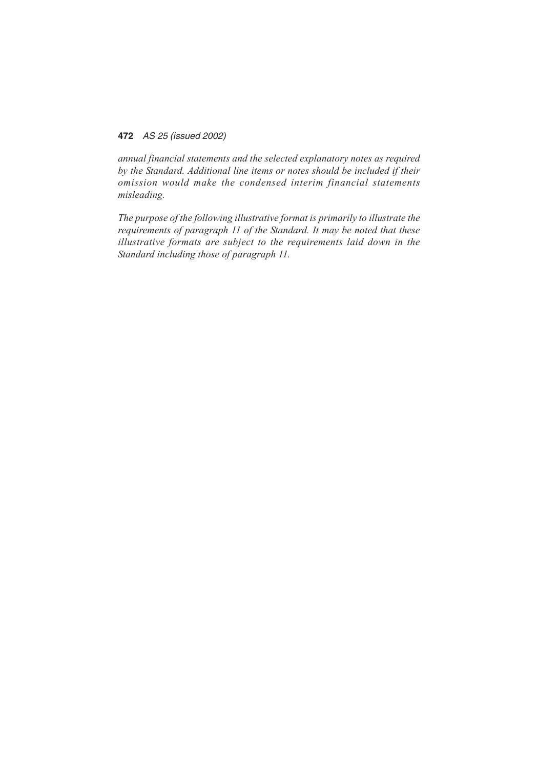*annual financial statements and the selected explanatory notes as required by the Standard. Additional line items or notes should be included if their omission would make the condensed interim financial statements misleading.*

*The purpose of the following illustrative format is primarily to illustrate the requirements of paragraph 11 of the Standard. It may be noted that these illustrative formats are subject to the requirements laid down in the Standard including those of paragraph 11.*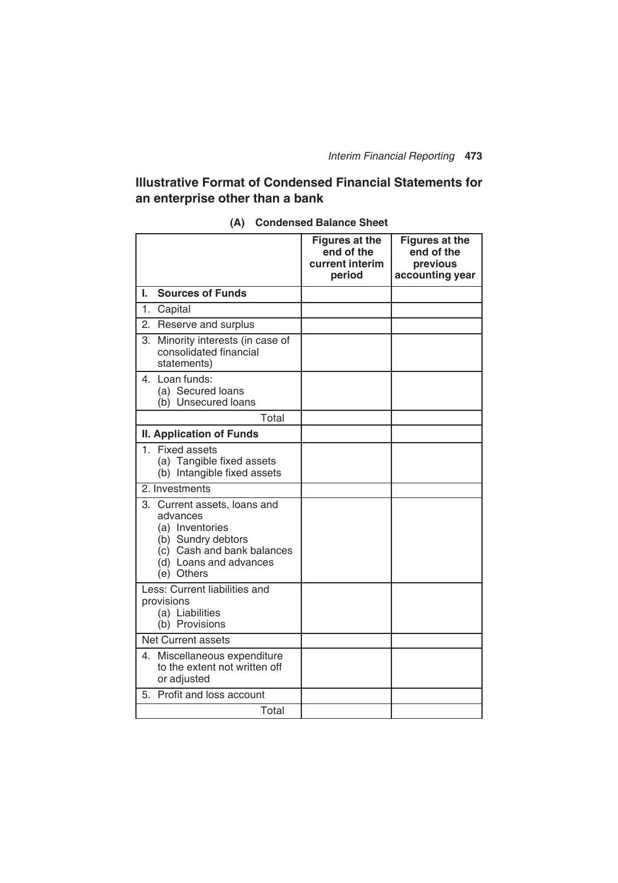## Illustrative Format of Condensed Financial Statements for an enterprise other than a bank

### (A) Condensed Balance Sheet

| | Figures at the end of the current interim period | Figures at the end of the previous accounting year |
|---|---|---|
| **I. Sources of Funds** | | |
| 1. Capital | | |
| 2. Reserve and surplus | | |
| 3. Minority interests (in case of consolidated financial statements) | | |
| 4. Loan funds:<br>(a) Secured loans<br>(b) Unsecured loans | | |
| Total | | |
| **II. Application of Funds** | | |
| 1. Fixed assets<br>(a) Tangible fixed assets<br>(b) Intangible fixed assets | | |
| 2. Investments | | |
| 3. Current assets, loans and advances<br>(a) Inventories<br>(b) Sundry debtors<br>(c) Cash and bank balances<br>(d) Loans and advances<br>(e) Others | | |
| Less: Current liabilities and provisions<br>(a) Liabilities<br>(b) Provisions | | |
| Net Current assets | | |
| 4. Miscellaneous expenditure to the extent not written off or adjusted | | |
| 5. Profit and loss account | | |
| Total | | |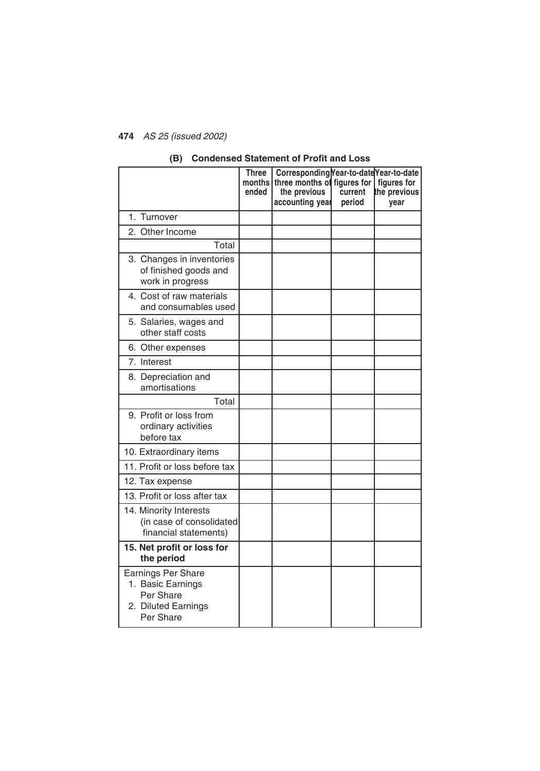### (B) Condensed Statement of Profit and Loss

| | Three months ended | Corresponding three months of the previous accounting year | Year-to-date figures for current period | Year-to-date figures for the previous year |
|---|---|---|---|---|
| 1. Turnover | | | | |
| 2. Other Income | | | | |
| Total | | | | |
| 3. Changes in inventories of finished goods and work in progress | | | | |
| 4. Cost of raw materials and consumables used | | | | |
| 5. Salaries, wages and other staff costs | | | | |
| 6. Other expenses | | | | |
| 7. Interest | | | | |
| 8. Depreciation and amortisations | | | | |
| Total | | | | |
| 9. Profit or loss from ordinary activities before tax | | | | |
| 10. Extraordinary items | | | | |
| 11. Profit or loss before tax | | | | |
| 12. Tax expense | | | | |
| 13. Profit or loss after tax | | | | |
| 14. Minority Interests (in case of consolidated financial statements) | | | | |
| **15. Net profit or loss for the period** | | | | |
| Earnings Per Share<br>1. Basic Earnings Per Share<br>2. Diluted Earnings Per Share | | | | |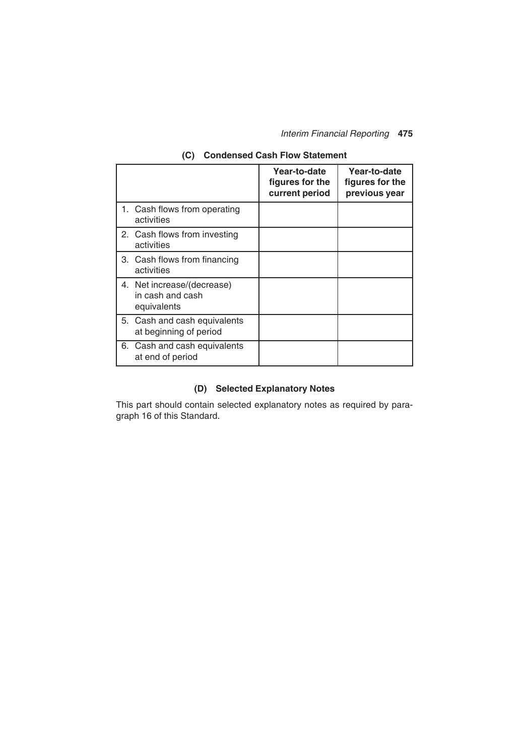### (C) Condensed Cash Flow Statement

| | Year-to-date figures for the current period | Year-to-date figures for the previous year |
|---|---|---|
| 1. Cash flows from operating activities | | |
| 2. Cash flows from investing activities | | |
| 3. Cash flows from financing activities | | |
| 4. Net increase/(decrease) in cash and cash equivalents | | |
| 5. Cash and cash equivalents at beginning of period | | |
| 6. Cash and cash equivalents at end of period | | |

### (D) Selected Explanatory Notes

This part should contain selected explanatory notes as required by paragraph 16 of this Standard.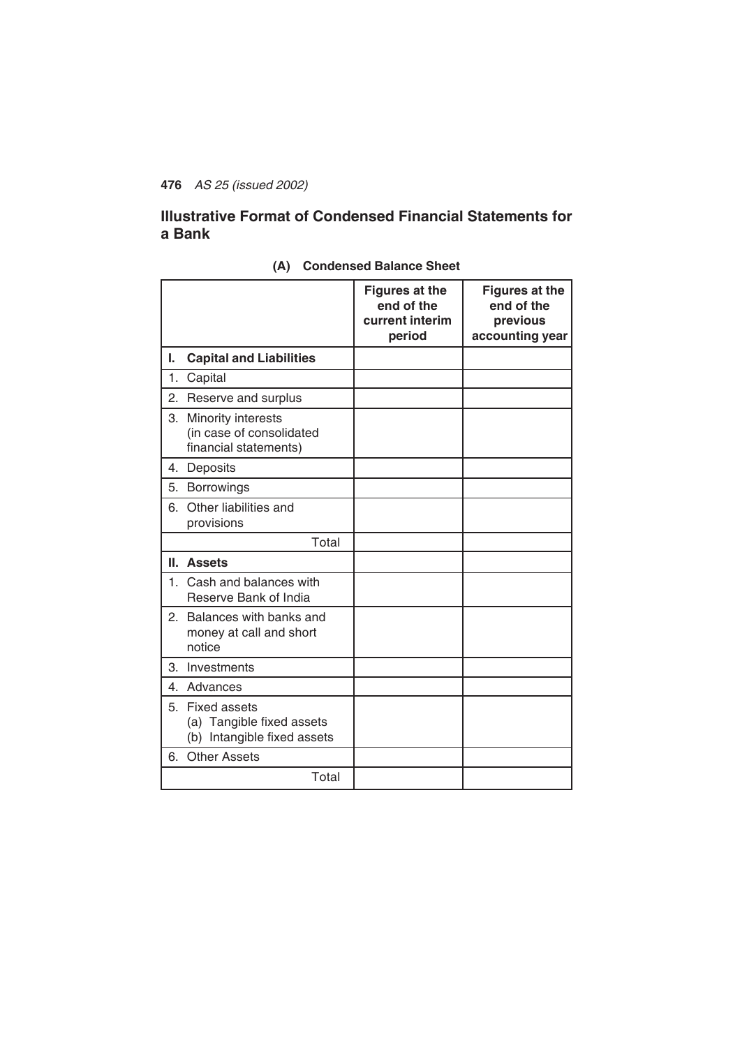## Illustrative Format of Condensed Financial Statements for a Bank

### (A) Condensed Balance Sheet

| | Figures at the end of the current interim period | Figures at the end of the previous accounting year |
|---|---|---|
| **I. Capital and Liabilities** | | |
| 1. Capital | | |
| 2. Reserve and surplus | | |
| 3. Minority interests (in case of consolidated financial statements) | | |
| 4. Deposits | | |
| 5. Borrowings | | |
| 6. Other liabilities and provisions | | |
| Total | | |
| **II. Assets** | | |
| 1. Cash and balances with Reserve Bank of India | | |
| 2. Balances with banks and money at call and short notice | | |
| 3. Investments | | |
| 4. Advances | | |
| 5. Fixed assets<br>(a) Tangible fixed assets<br>(b) Intangible fixed assets | | |
| 6. Other Assets | | |
| Total | | |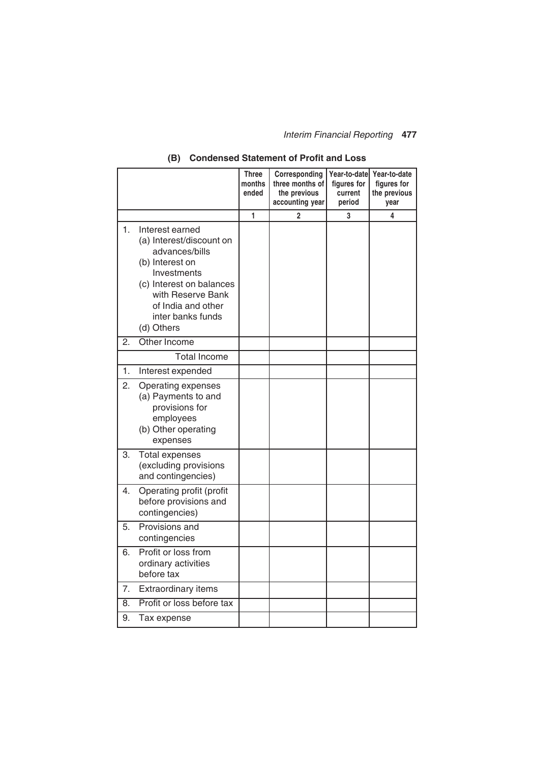### (B) Condensed Statement of Profit and Loss

| | Three months ended | Corresponding three months of the previous accounting year | Year-to-date figures for current period | Year-to-date figures for the previous year |
|---|---|---|---|---|
| | 1 | 2 | 3 | 4 |
| 1. Interest earned<br>(a) Interest/discount on advances/bills<br>(b) Interest on Investments<br>(c) Interest on balances with Reserve Bank of India and other inter banks funds<br>(d) Others | | | | |
| 2. Other Income | | | | |
| Total Income | | | | |
| 1. Interest expended | | | | |
| 2. Operating expenses<br>(a) Payments to and provisions for employees<br>(b) Other operating expenses | | | | |
| 3. Total expenses (excluding provisions and contingencies) | | | | |
| 4. Operating profit (profit before provisions and contingencies) | | | | |
| 5. Provisions and contingencies | | | | |
| 6. Profit or loss from ordinary activities before tax | | | | |
| 7. Extraordinary items | | | | |
| 8. Profit or loss before tax | | | | |
| 9. Tax expense | | | | |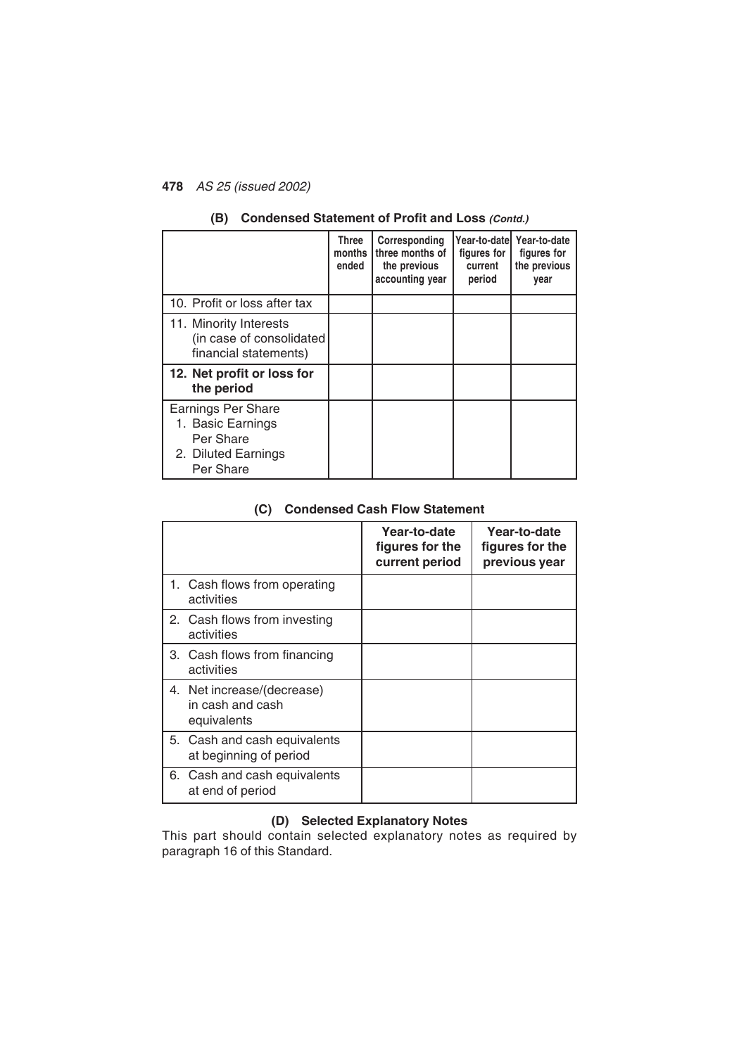### (B) Condensed Statement of Profit and Loss *(Contd.)*

| | Three months ended | Corresponding three months of the previous accounting year | Year-to-date figures for current period | Year-to-date figures for the previous year |
|---|---|---|---|---|
| 10. Profit or loss after tax | | | | |
| 11. Minority Interests (in case of consolidated financial statements) | | | | |
| **12. Net profit or loss for the period** | | | | |
| Earnings Per Share<br>1. Basic Earnings Per Share<br>2. Diluted Earnings Per Share | | | | |

### (C) Condensed Cash Flow Statement

| | Year-to-date figures for the current period | Year-to-date figures for the previous year |
|---|---|---|
| 1. Cash flows from operating activities | | |
| 2. Cash flows from investing activities | | |
| 3. Cash flows from financing activities | | |
| 4. Net increase/(decrease) in cash and cash equivalents | | |
| 5. Cash and cash equivalents at beginning of period | | |
| 6. Cash and cash equivalents at end of period | | |

### (D) Selected Explanatory Notes

This part should contain selected explanatory notes as required by paragraph 16 of this Standard.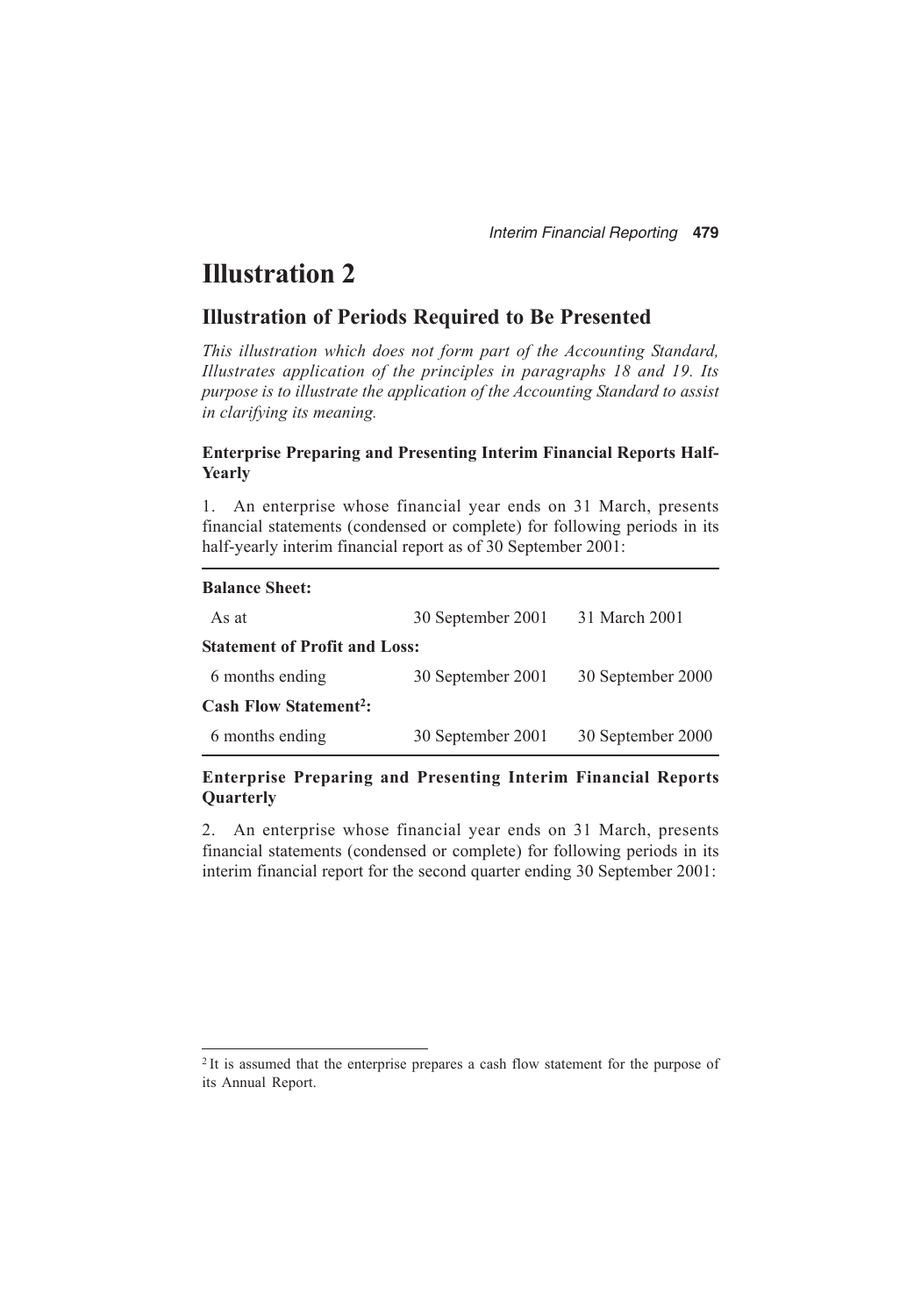# Illustration 2

## Illustration of Periods Required to Be Presented

*This illustration which does not form part of the Accounting Standard, Illustrates application of the principles in paragraphs 18 and 19. Its purpose is to illustrate the application of the Accounting Standard to assist in clarifying its meaning.*

### Enterprise Preparing and Presenting Interim Financial Reports Half-Yearly

1. An enterprise whose financial year ends on 31 March, presents financial statements (condensed or complete) for following periods in its half-yearly interim financial report as of 30 September 2001:

| **Balance Sheet:** | | |
|---|---|---|
| As at | 30 September 2001 | 31 March 2001 |
| **Statement of Profit and Loss:** | | |
| 6 months ending | 30 September 2001 | 30 September 2000 |
| **Cash Flow Statement[2]:** | | |
| 6 months ending | 30 September 2001 | 30 September 2000 |

### Enterprise Preparing and Presenting Interim Financial Reports Quarterly

2. An enterprise whose financial year ends on 31 March, presents financial statements (condensed or complete) for following periods in its interim financial report for the second quarter ending 30 September 2001:

[2] It is assumed that the enterprise prepares a cash flow statement for the purpose of its Annual Report.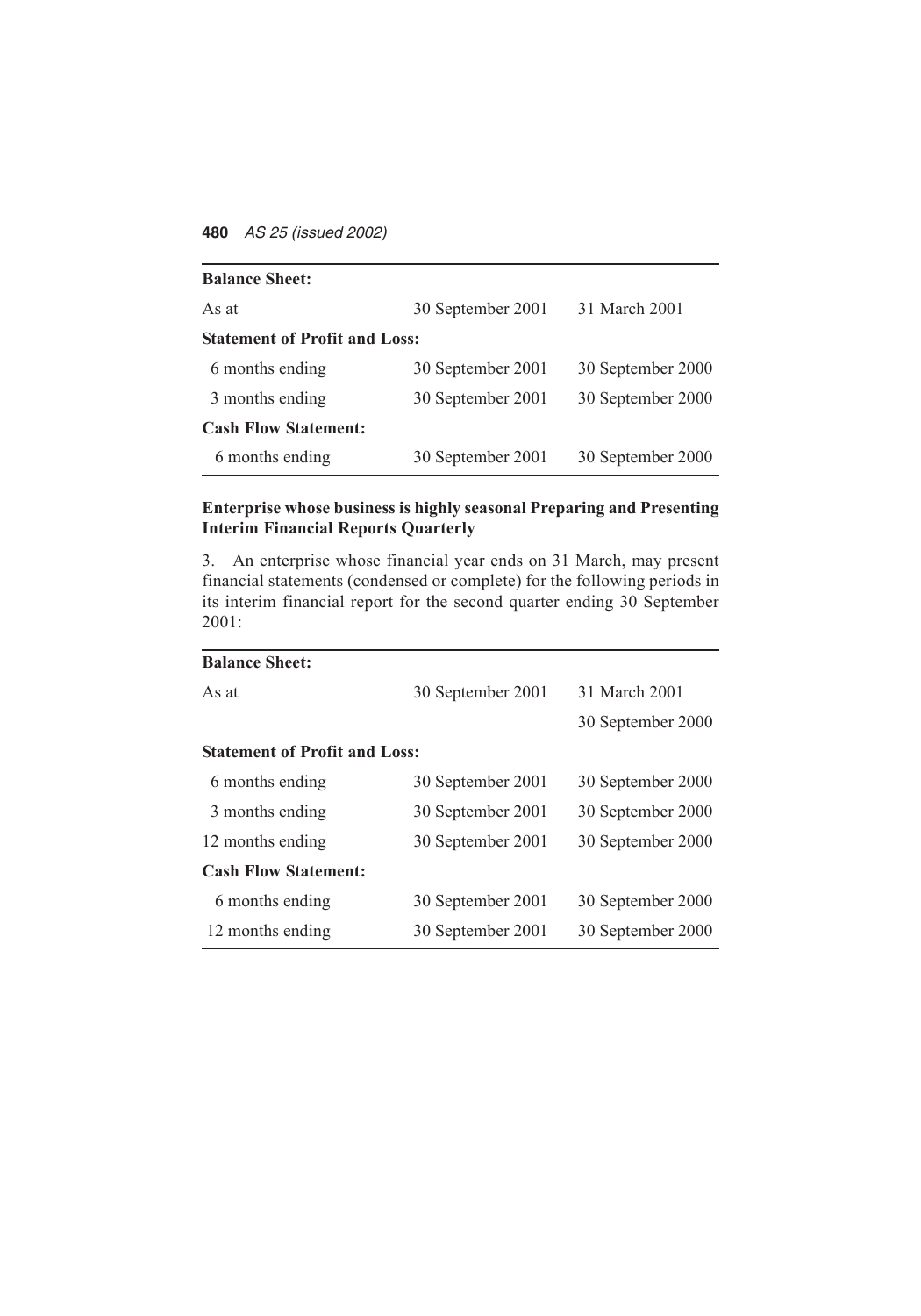| | | |
|---|---|---|
| **Balance Sheet:** | | |
| As at | 30 September 2001 | 31 March 2001 |
| **Statement of Profit and Loss:** | | |
| 6 months ending | 30 September 2001 | 30 September 2000 |
| 3 months ending | 30 September 2001 | 30 September 2000 |
| **Cash Flow Statement:** | | |
| 6 months ending | 30 September 2001 | 30 September 2000 |

**Enterprise whose business is highly seasonal Preparing and Presenting Interim Financial Reports Quarterly**

3. An enterprise whose financial year ends on 31 March, may present financial statements (condensed or complete) for the following periods in its interim financial report for the second quarter ending 30 September 2001:

| | | |
|---|---|---|
| **Balance Sheet:** | | |
| As at | 30 September 2001 | 31 March 2001 |
| | | 30 September 2000 |
| **Statement of Profit and Loss:** | | |
| 6 months ending | 30 September 2001 | 30 September 2000 |
| 3 months ending | 30 September 2001 | 30 September 2000 |
| 12 months ending | 30 September 2001 | 30 September 2000 |
| **Cash Flow Statement:** | | |
| 6 months ending | 30 September 2001 | 30 September 2000 |
| 12 months ending | 30 September 2001 | 30 September 2000 |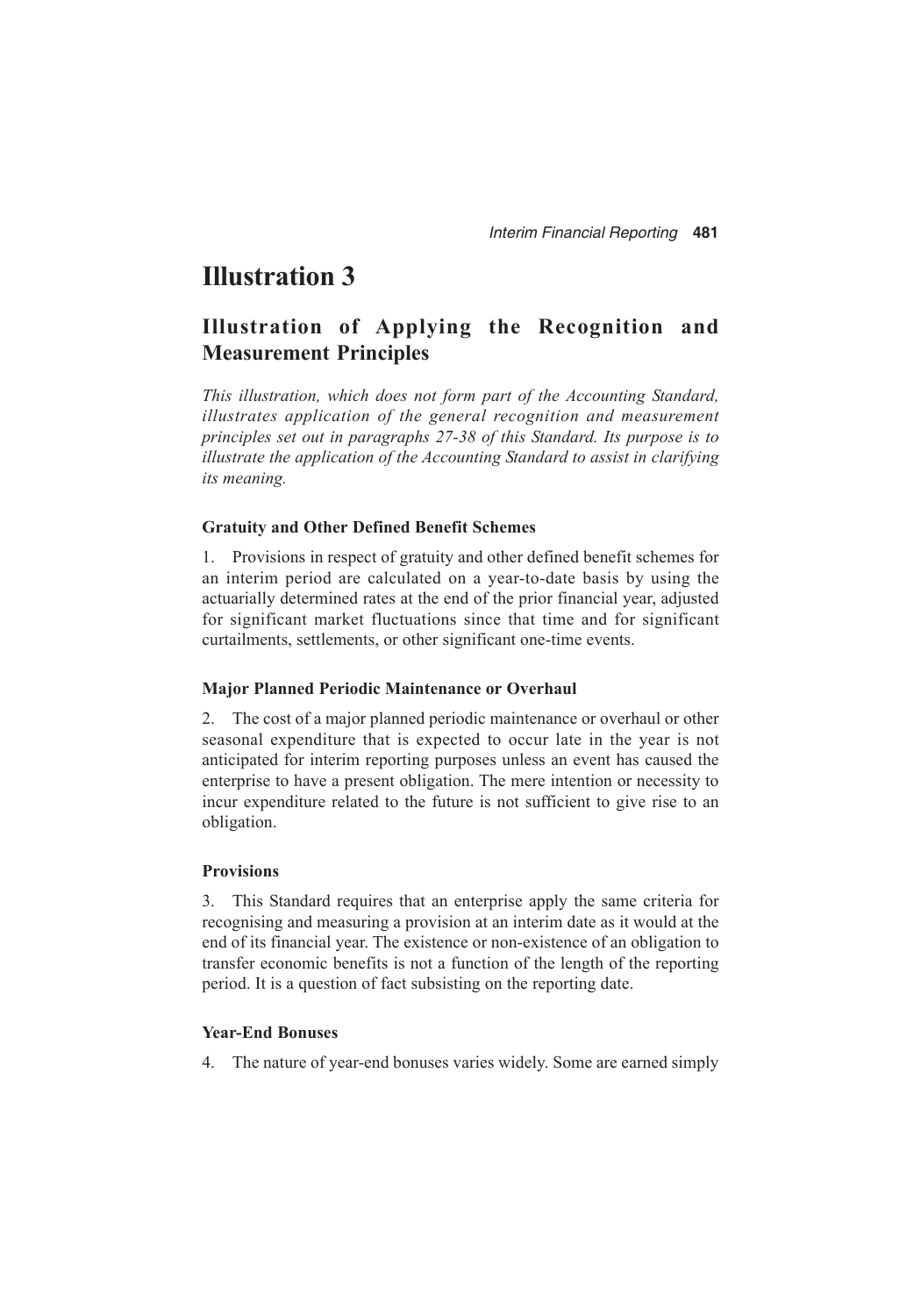# Illustration 3

## Illustration of Applying the Recognition and Measurement Principles

*This illustration, which does not form part of the Accounting Standard, illustrates application of the general recognition and measurement principles set out in paragraphs 27-38 of this Standard. Its purpose is to illustrate the application of the Accounting Standard to assist in clarifying its meaning.*

### Gratuity and Other Defined Benefit Schemes

1. Provisions in respect of gratuity and other defined benefit schemes for an interim period are calculated on a year-to-date basis by using the actuarially determined rates at the end of the prior financial year, adjusted for significant market fluctuations since that time and for significant curtailments, settlements, or other significant one-time events.

### Major Planned Periodic Maintenance or Overhaul

2. The cost of a major planned periodic maintenance or overhaul or other seasonal expenditure that is expected to occur late in the year is not anticipated for interim reporting purposes unless an event has caused the enterprise to have a present obligation. The mere intention or necessity to incur expenditure related to the future is not sufficient to give rise to an obligation.

### Provisions

3. This Standard requires that an enterprise apply the same criteria for recognising and measuring a provision at an interim date as it would at the end of its financial year. The existence or non-existence of an obligation to transfer economic benefits is not a function of the length of the reporting period. It is a question of fact subsisting on the reporting date.

### Year-End Bonuses

4. The nature of year-end bonuses varies widely. Some are earned simply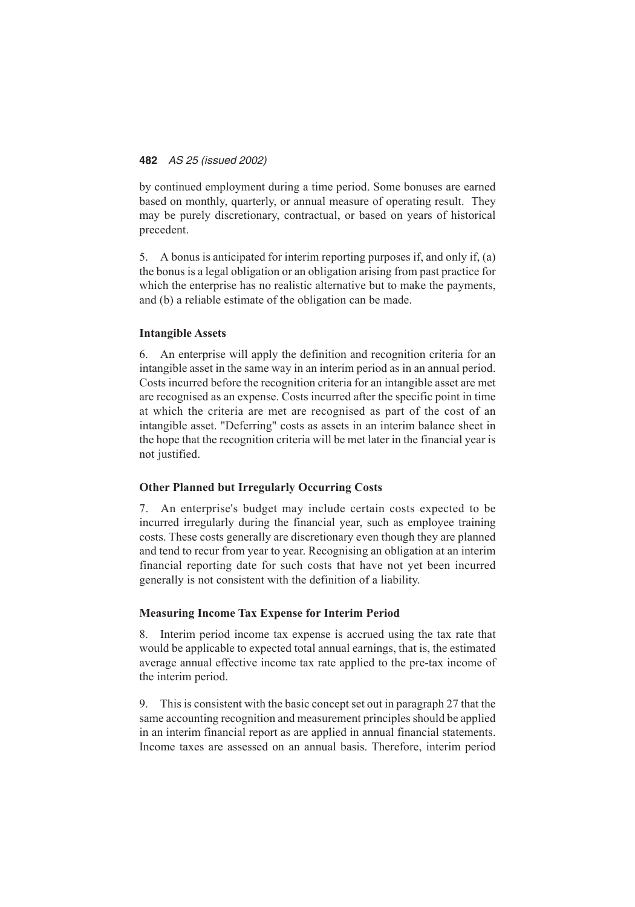by continued employment during a time period. Some bonuses are earned based on monthly, quarterly, or annual measure of operating result. They may be purely discretionary, contractual, or based on years of historical precedent.

5. A bonus is anticipated for interim reporting purposes if, and only if, (a) the bonus is a legal obligation or an obligation arising from past practice for which the enterprise has no realistic alternative but to make the payments, and (b) a reliable estimate of the obligation can be made.

### Intangible Assets

6. An enterprise will apply the definition and recognition criteria for an intangible asset in the same way in an interim period as in an annual period. Costs incurred before the recognition criteria for an intangible asset are met are recognised as an expense. Costs incurred after the specific point in time at which the criteria are met are recognised as part of the cost of an intangible asset. "Deferring" costs as assets in an interim balance sheet in the hope that the recognition criteria will be met later in the financial year is not justified.

### Other Planned but Irregularly Occurring Costs

7. An enterprise's budget may include certain costs expected to be incurred irregularly during the financial year, such as employee training costs. These costs generally are discretionary even though they are planned and tend to recur from year to year. Recognising an obligation at an interim financial reporting date for such costs that have not yet been incurred generally is not consistent with the definition of a liability.

### Measuring Income Tax Expense for Interim Period

8. Interim period income tax expense is accrued using the tax rate that would be applicable to expected total annual earnings, that is, the estimated average annual effective income tax rate applied to the pre-tax income of the interim period.

9. This is consistent with the basic concept set out in paragraph 27 that the same accounting recognition and measurement principles should be applied in an interim financial report as are applied in annual financial statements. Income taxes are assessed on an annual basis. Therefore, interim period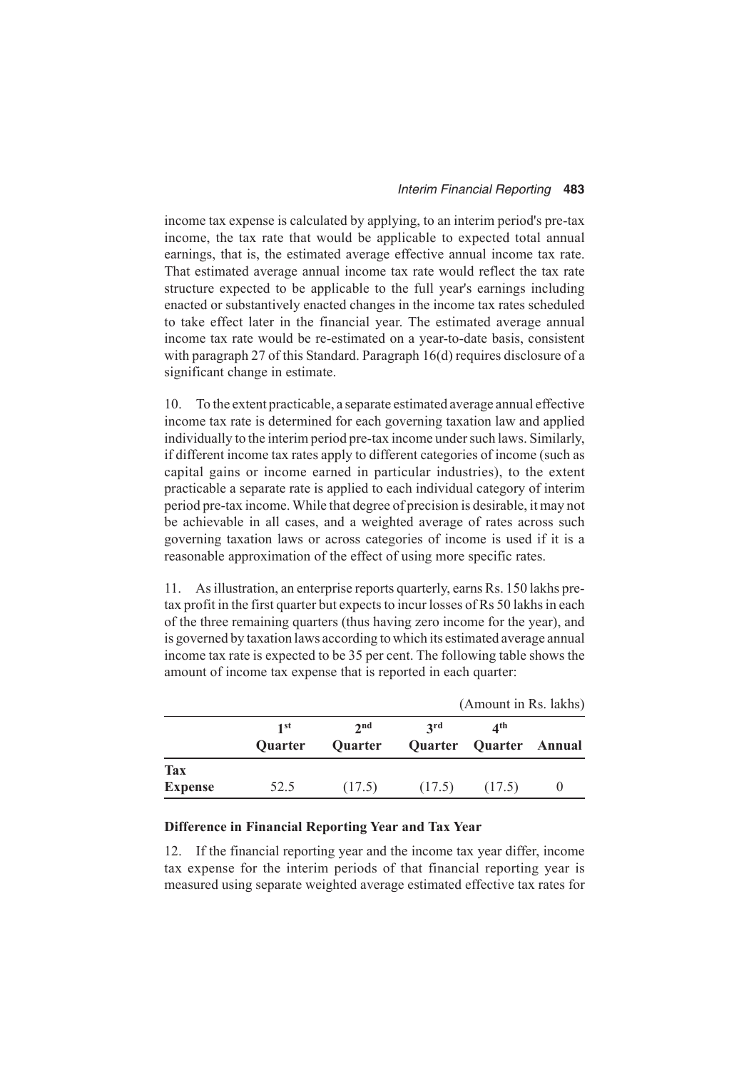income tax expense is calculated by applying, to an interim period's pre-tax income, the tax rate that would be applicable to expected total annual earnings, that is, the estimated average effective annual income tax rate. That estimated average annual income tax rate would reflect the tax rate structure expected to be applicable to the full year's earnings including enacted or substantively enacted changes in the income tax rates scheduled to take effect later in the financial year. The estimated average annual income tax rate would be re-estimated on a year-to-date basis, consistent with paragraph 27 of this Standard. Paragraph 16(d) requires disclosure of a significant change in estimate.

10. To the extent practicable, a separate estimated average annual effective income tax rate is determined for each governing taxation law and applied individually to the interim period pre-tax income under such laws. Similarly, if different income tax rates apply to different categories of income (such as capital gains or income earned in particular industries), to the extent practicable a separate rate is applied to each individual category of interim period pre-tax income. While that degree of precision is desirable, it may not be achievable in all cases, and a weighted average of rates across such governing taxation laws or across categories of income is used if it is a reasonable approximation of the effect of using more specific rates.

11. As illustration, an enterprise reports quarterly, earns Rs. 150 lakhs pre-tax profit in the first quarter but expects to incur losses of Rs 50 lakhs in each of the three remaining quarters (thus having zero income for the year), and is governed by taxation laws according to which its estimated average annual income tax rate is expected to be 35 per cent. The following table shows the amount of income tax expense that is reported in each quarter:

(Amount in Rs. lakhs)

| | 1st Quarter | 2nd Quarter | 3rd Quarter | 4th Quarter | Annual |
|---|---|---|---|---|---|
| **Tax Expense** | 52.5 | (17.5) | (17.5) | (17.5) | 0 |

### Difference in Financial Reporting Year and Tax Year

12. If the financial reporting year and the income tax year differ, income tax expense for the interim periods of that financial reporting year is measured using separate weighted average estimated effective tax rates for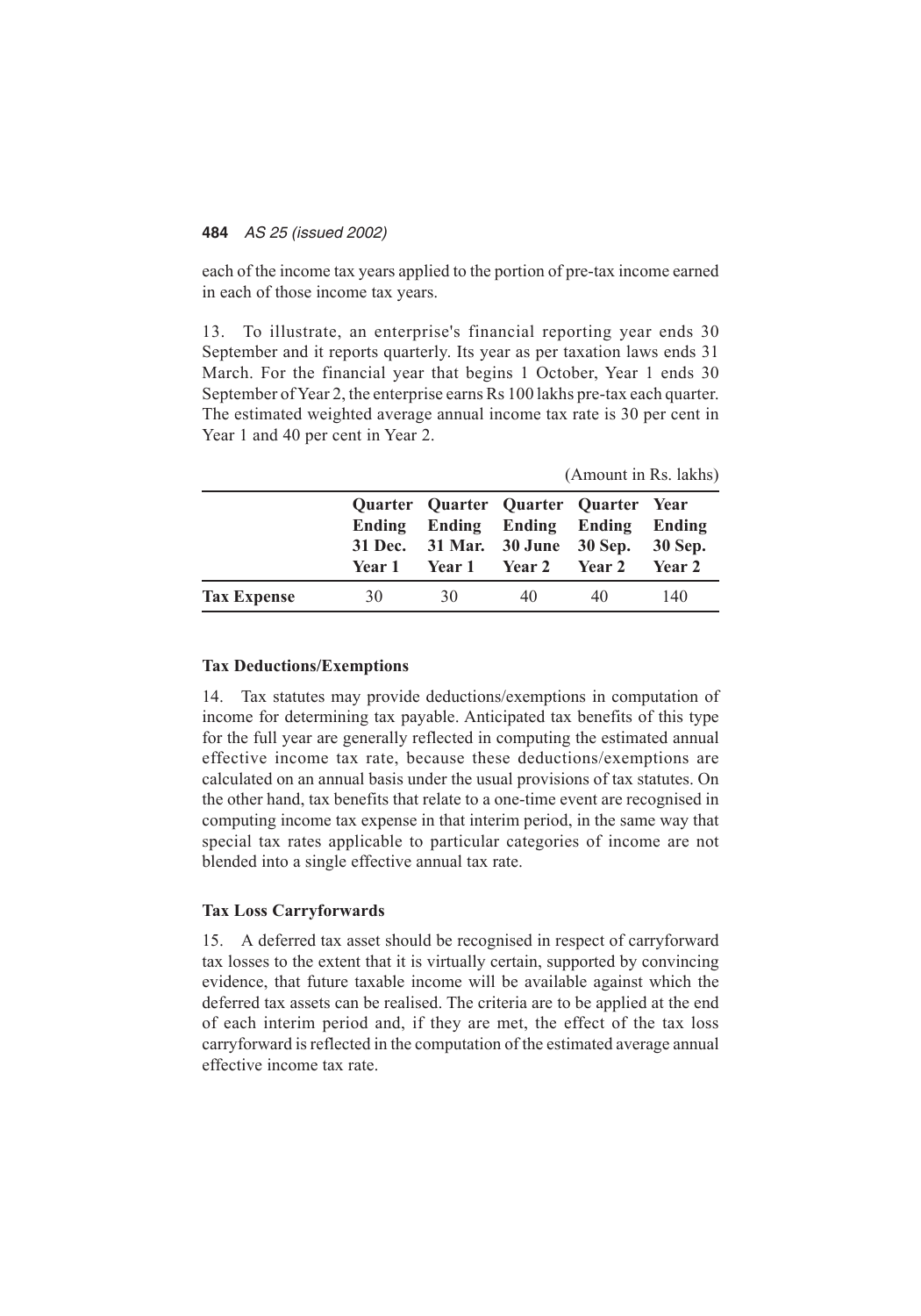each of the income tax years applied to the portion of pre-tax income earned in each of those income tax years.

13. To illustrate, an enterprise's financial reporting year ends 30 September and it reports quarterly. Its year as per taxation laws ends 31 March. For the financial year that begins 1 October, Year 1 ends 30 September of Year 2, the enterprise earns Rs 100 lakhs pre-tax each quarter. The estimated weighted average annual income tax rate is 30 per cent in Year 1 and 40 per cent in Year 2.

(Amount in Rs. lakhs)

| | Quarter Ending 31 Dec. Year 1 | Quarter Ending 31 Mar. Year 1 | Quarter Ending 30 June Year 2 | Quarter Ending 30 Sep. Year 2 | Year Ending 30 Sep. Year 2 |
|---|---|---|---|---|---|
| **Tax Expense** | 30 | 30 | 40 | 40 | 140 |

### Tax Deductions/Exemptions

14. Tax statutes may provide deductions/exemptions in computation of income for determining tax payable. Anticipated tax benefits of this type for the full year are generally reflected in computing the estimated annual effective income tax rate, because these deductions/exemptions are calculated on an annual basis under the usual provisions of tax statutes. On the other hand, tax benefits that relate to a one-time event are recognised in computing income tax expense in that interim period, in the same way that special tax rates applicable to particular categories of income are not blended into a single effective annual tax rate.

### Tax Loss Carryforwards

15. A deferred tax asset should be recognised in respect of carryforward tax losses to the extent that it is virtually certain, supported by convincing evidence, that future taxable income will be available against which the deferred tax assets can be realised. The criteria are to be applied at the end of each interim period and, if they are met, the effect of the tax loss carryforward is reflected in the computation of the estimated average annual effective income tax rate.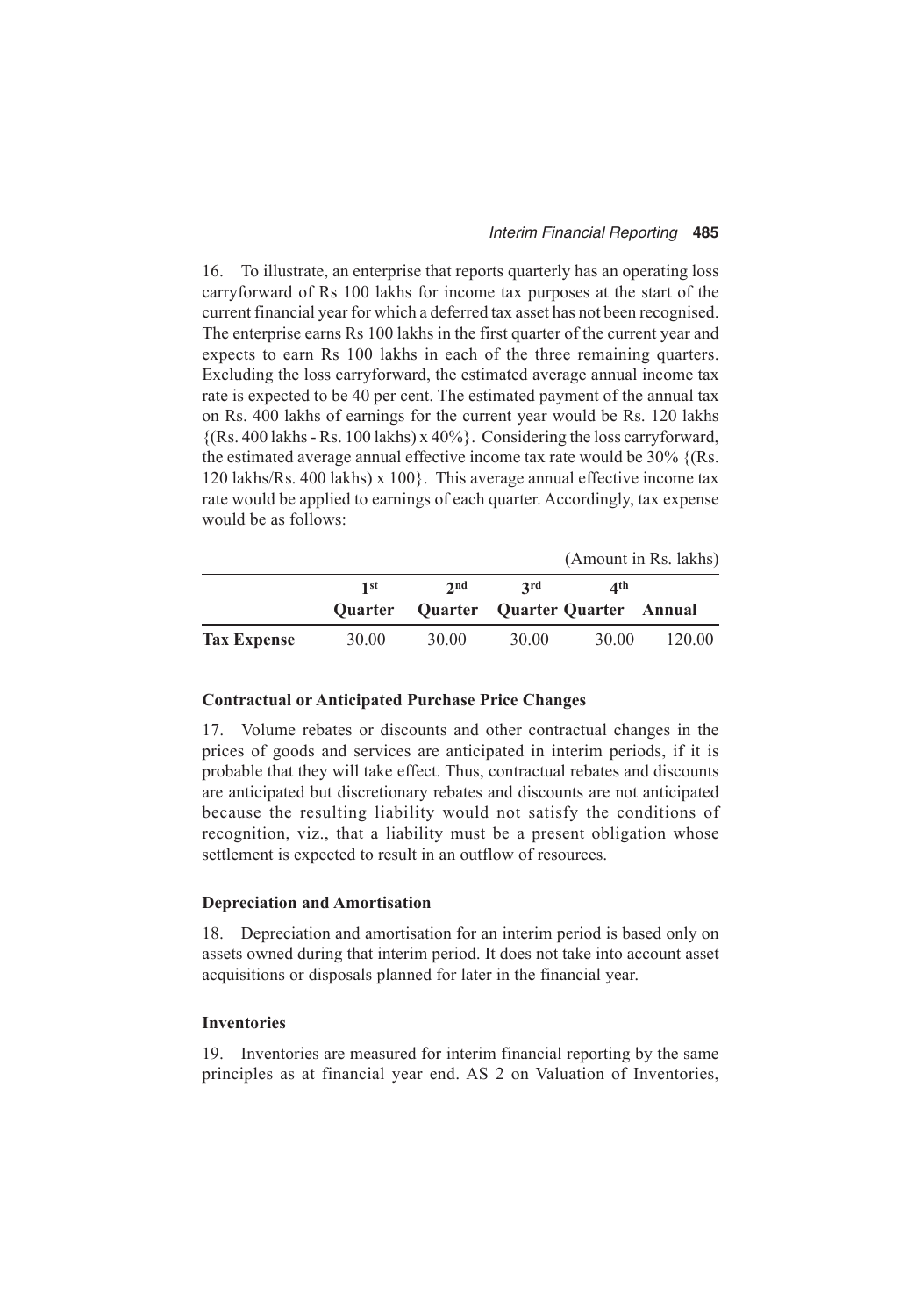16. To illustrate, an enterprise that reports quarterly has an operating loss carryforward of Rs 100 lakhs for income tax purposes at the start of the current financial year for which a deferred tax asset has not been recognised. The enterprise earns Rs 100 lakhs in the first quarter of the current year and expects to earn Rs 100 lakhs in each of the three remaining quarters. Excluding the loss carryforward, the estimated average annual income tax rate is expected to be 40 per cent. The estimated payment of the annual tax on Rs. 400 lakhs of earnings for the current year would be Rs. 120 lakhs {(Rs. 400 lakhs - Rs. 100 lakhs) x 40%}. Considering the loss carryforward, the estimated average annual effective income tax rate would be 30% {(Rs. 120 lakhs/Rs. 400 lakhs) x 100}. This average annual effective income tax rate would be applied to earnings of each quarter. Accordingly, tax expense would be as follows:

(Amount in Rs. lakhs)

| | 1st Quarter | 2nd Quarter | 3rd Quarter | 4th Quarter | Annual |
|---|---|---|---|---|---|
| **Tax Expense** | 30.00 | 30.00 | 30.00 | 30.00 | 120.00 |

### Contractual or Anticipated Purchase Price Changes

17. Volume rebates or discounts and other contractual changes in the prices of goods and services are anticipated in interim periods, if it is probable that they will take effect. Thus, contractual rebates and discounts are anticipated but discretionary rebates and discounts are not anticipated because the resulting liability would not satisfy the conditions of recognition, viz., that a liability must be a present obligation whose settlement is expected to result in an outflow of resources.

### Depreciation and Amortisation

18. Depreciation and amortisation for an interim period is based only on assets owned during that interim period. It does not take into account asset acquisitions or disposals planned for later in the financial year.

### Inventories

19. Inventories are measured for interim financial reporting by the same principles as at financial year end. AS 2 on Valuation of Inventories,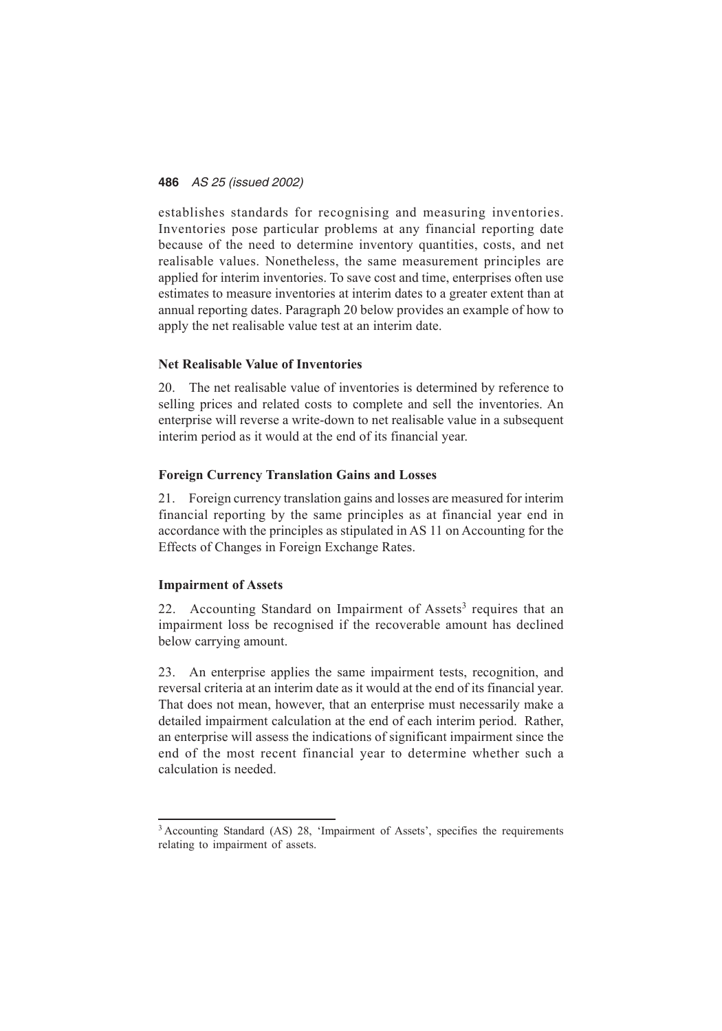establishes standards for recognising and measuring inventories. Inventories pose particular problems at any financial reporting date because of the need to determine inventory quantities, costs, and net realisable values. Nonetheless, the same measurement principles are applied for interim inventories. To save cost and time, enterprises often use estimates to measure inventories at interim dates to a greater extent than at annual reporting dates. Paragraph 20 below provides an example of how to apply the net realisable value test at an interim date.

**Net Realisable Value of Inventories**

20. The net realisable value of inventories is determined by reference to selling prices and related costs to complete and sell the inventories. An enterprise will reverse a write-down to net realisable value in a subsequent interim period as it would at the end of its financial year.

**Foreign Currency Translation Gains and Losses**

21. Foreign currency translation gains and losses are measured for interim financial reporting by the same principles as at financial year end in accordance with the principles as stipulated in AS 11 on Accounting for the Effects of Changes in Foreign Exchange Rates.

**Impairment of Assets**

22. Accounting Standard on Impairment of Assets[3] requires that an impairment loss be recognised if the recoverable amount has declined below carrying amount.

23. An enterprise applies the same impairment tests, recognition, and reversal criteria at an interim date as it would at the end of its financial year. That does not mean, however, that an enterprise must necessarily make a detailed impairment calculation at the end of each interim period. Rather, an enterprise will assess the indications of significant impairment since the end of the most recent financial year to determine whether such a calculation is needed.

---

[3] Accounting Standard (AS) 28, 'Impairment of Assets', specifies the requirements relating to impairment of assets.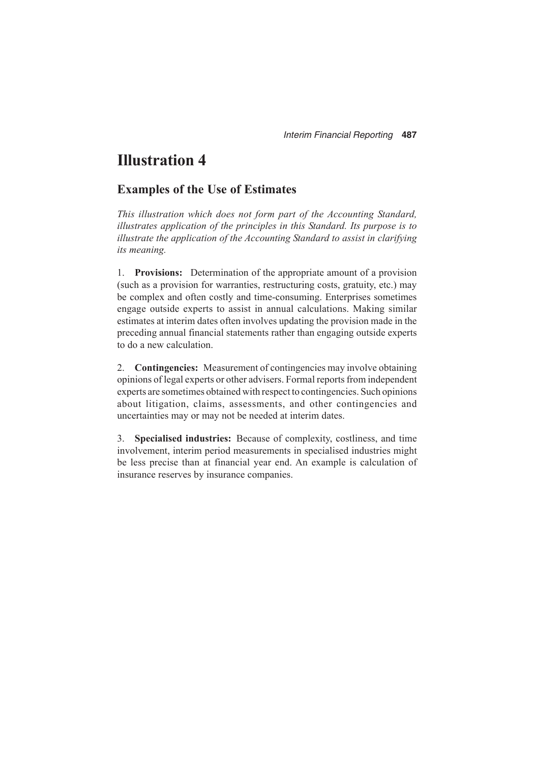# Illustration 4

## Examples of the Use of Estimates

*This illustration which does not form part of the Accounting Standard, illustrates application of the principles in this Standard. Its purpose is to illustrate the application of the Accounting Standard to assist in clarifying its meaning.*

1. **Provisions:** Determination of the appropriate amount of a provision (such as a provision for warranties, restructuring costs, gratuity, etc.) may be complex and often costly and time-consuming. Enterprises sometimes engage outside experts to assist in annual calculations. Making similar estimates at interim dates often involves updating the provision made in the preceding annual financial statements rather than engaging outside experts to do a new calculation.

2. **Contingencies:** Measurement of contingencies may involve obtaining opinions of legal experts or other advisers. Formal reports from independent experts are sometimes obtained with respect to contingencies. Such opinions about litigation, claims, assessments, and other contingencies and uncertainties may or may not be needed at interim dates.

3. **Specialised industries:** Because of complexity, costliness, and time involvement, interim period measurements in specialised industries might be less precise than at financial year end. An example is calculation of insurance reserves by insurance companies.